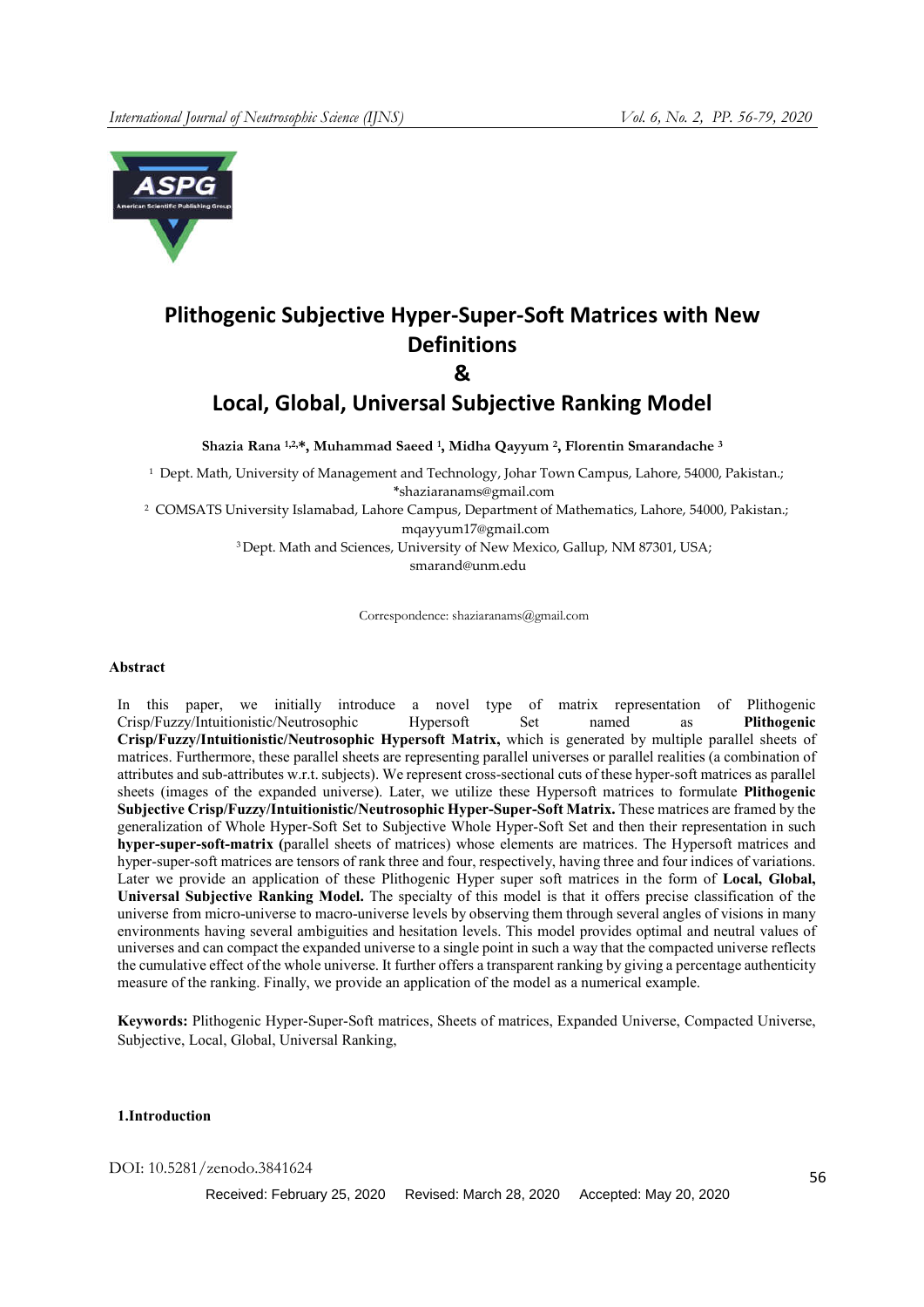# Plithogenic Subjective Hyper-Super-Soft Matrices with New Definitions & Local, Global, Universal Subjective Ranking Model

**Shazia Rana [1,2,*], Muhammad Saeed [1], Midha Qayyum [2], Florentin Smarandache [3]**

[1] Dept. Math, University of Management and Technology, Johar Town Campus, Lahore, 54000, Pakistan.; *shaziaranams@gmail.com

[2] COMSATS University Islamabad, Lahore Campus, Department of Mathematics, Lahore, 54000, Pakistan.; mqayyum17@gmail.com

[3] Dept. Math and Sciences, University of New Mexico, Gallup, NM 87301, USA; smarand@unm.edu

Correspondence: shaziaranams@gmail.com

## Abstract

In this paper, we initially introduce a novel type of matrix representation of Plithogenic Crisp/Fuzzy/Intuitionistic/Neutrosophic Hypersoft Set named as **Plithogenic Crisp/Fuzzy/Intuitionistic/Neutrosophic Hypersoft Matrix,** which is generated by multiple parallel sheets of matrices. Furthermore, these parallel sheets are representing parallel universes or parallel realities (a combination of attributes and sub-attributes w.r.t. subjects). We represent cross-sectional cuts of these hyper-soft matrices as parallel sheets (images of the expanded universe). Later, we utilize these Hypersoft matrices to formulate **Plithogenic Subjective Crisp/Fuzzy/Intuitionistic/Neutrosophic Hyper-Super-Soft Matrix.** These matrices are framed by the generalization of Whole Hyper-Soft Set to Subjective Whole Hyper-Soft Set and then their representation in such **hyper-super-soft-matrix (**parallel sheets of matrices) whose elements are matrices. The Hypersoft matrices and hyper-super-soft matrices are tensors of rank three and four, respectively, having three and four indices of variations. Later we provide an application of these Plithogenic Hyper super soft matrices in the form of **Local, Global, Universal Subjective Ranking Model.** The specialty of this model is that it offers precise classification of the universe from micro-universe to macro-universe levels by observing them through several angles of visions in many environments having several ambiguities and hesitation levels. This model provides optimal and neutral values of universes and can compact the expanded universe to a single point in such a way that the compacted universe reflects the cumulative effect of the whole universe. It further offers a transparent ranking by giving a percentage authenticity measure of the ranking. Finally, we provide an application of the model as a numerical example.

**Keywords:** Plithogenic Hyper-Super-Soft matrices, Sheets of matrices, Expanded Universe, Compacted Universe, Subjective, Local, Global, Universal Ranking,

## 1.Introduction

DOI: 10.5281/zenodo.3841624

Received: February 25, 2020 Revised: March 28, 2020 Accepted: May 20, 2020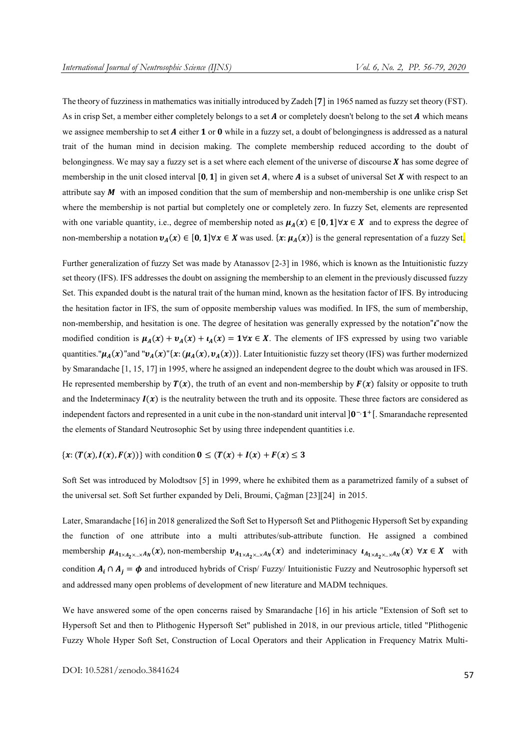The theory of fuzziness in mathematics was initially introduced by Zadeh [7] in 1965 named as fuzzy set theory (FST). As in crisp Set, a member either completely belongs to a set $A$ or completely doesn't belong to the set $A$ which means we assignee membership to set $A$ either $1$ or $0$ while in a fuzzy set, a doubt of belongingness is addressed as a natural trait of the human mind in decision making. The complete membership reduced according to the doubt of belongingness. We may say a fuzzy set is a set where each element of the universe of discourse $X$ has some degree of membership in the unit closed interval $[0, 1]$ in given set $A$, where $A$ is a subset of universal Set $X$ with respect to an attribute say $M$ with an imposed condition that the sum of membership and non-membership is one unlike crisp Set where the membership is not partial but completely one or completely zero. In fuzzy Set, elements are represented with one variable quantity, i.e., degree of membership noted as $\mu_A(x) \in [0, 1] \forall x \in X$ and to express the degree of non-membership a notation $v_A(x) \in [0, 1] \forall x \in X$ was used. $\{x: \mu_A(x)\}$ is the general representation of a fuzzy Set.

Further generalization of fuzzy Set was made by Atanassov [2-3] in 1986, which is known as the Intuitionistic fuzzy set theory (IFS). IFS addresses the doubt on assigning the membership to an element in the previously discussed fuzzy Set. This expanded doubt is the natural trait of the human mind, known as the hesitation factor of IFS. By introducing the hesitation factor in IFS, the sum of opposite membership values was modified. In IFS, the sum of membership, non-membership, and hesitation is one. The degree of hesitation was generally expressed by the notation"$\iota$"now the modified condition is $\mu_A(x) + v_A(x) + \iota_A(x) = 1 \forall x \in X$. The elements of IFS expressed by using two variable quantities."$\mu_A(x)$"and "$v_A(x)$"$\{x: (\mu_A(x), v_A(x))\}$. Later Intuitionistic fuzzy set theory (IFS) was further modernized by Smarandache [1, 15, 17] in 1995, where he assigned an independent degree to the doubt which was aroused in IFS. He represented membership by $T(x)$, the truth of an event and non-membership by $F(x)$ falsity or opposite to truth and the Indeterminacy $I(x)$ is the neutrality between the truth and its opposite. These three factors are considered as independent factors and represented in a unit cube in the non-standard unit interval $]0^-, 1^+[$. Smarandache represented the elements of Standard Neutrosophic Set by using three independent quantities i.e.

$\{x: (T(x), I(x), F(x))\}$ with condition $0 \leq (T(x) + I(x) + F(x) \leq 3$

Soft Set was introduced by Molodtsov [5] in 1999, where he exhibited them as a parametrized family of a subset of the universal set. Soft Set further expanded by Deli, Broumi, Çağman [23][24] in 2015.

Later, Smarandache [16] in 2018 generalized the Soft Set to Hypersoft Set and Plithogenic Hypersoft Set by expanding the function of one attribute into a multi attributes/sub-attribute function. He assigned a combined membership $\mu_{A_1 \times A_2 \times \ldots \times A_N}(x)$, non-membership $v_{A_1 \times A_2 \times \ldots \times A_N}(x)$ and indeteriminacy $\iota_{A_1 \times A_2 \times \ldots \times A_N}(x)$ $\forall x \in X$ with condition $A_i \cap A_j = \phi$ and introduced hybrids of Crisp/ Fuzzy/ Intuitionistic Fuzzy and Neutrosophic hypersoft set and addressed many open problems of development of new literature and MADM techniques.

We have answered some of the open concerns raised by Smarandache [16] in his article "Extension of Soft set to Hypersoft Set and then to Plithogenic Hypersoft Set" published in 2018, in our previous article, titled "Plithogenic Fuzzy Whole Hyper Soft Set, Construction of Local Operators and their Application in Frequency Matrix Multi-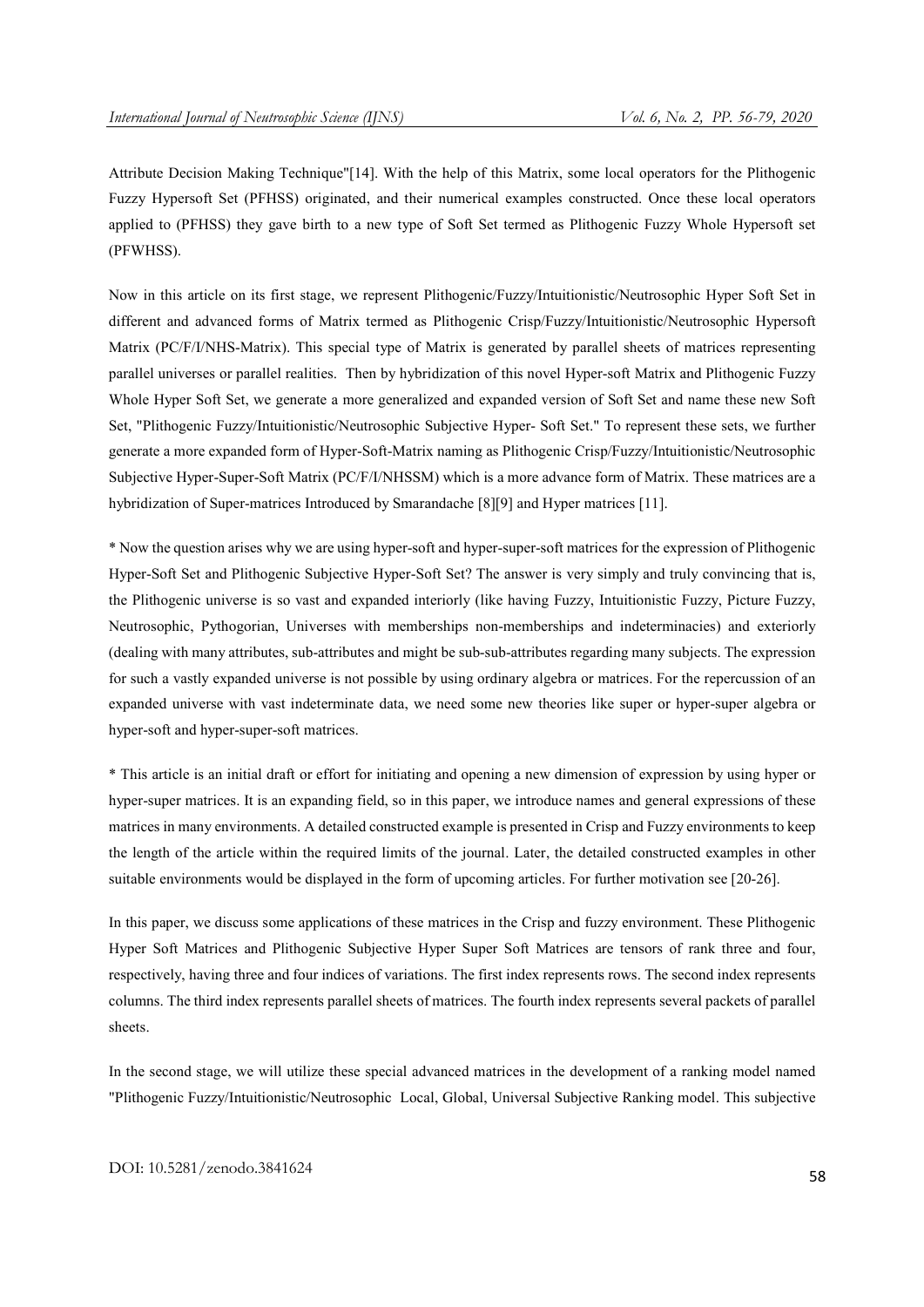Attribute Decision Making Technique"[14]. With the help of this Matrix, some local operators for the Plithogenic Fuzzy Hypersoft Set (PFHSS) originated, and their numerical examples constructed. Once these local operators applied to (PFHSS) they gave birth to a new type of Soft Set termed as Plithogenic Fuzzy Whole Hypersoft set (PFWHSS).

Now in this article on its first stage, we represent Plithogenic/Fuzzy/Intuitionistic/Neutrosophic Hyper Soft Set in different and advanced forms of Matrix termed as Plithogenic Crisp/Fuzzy/Intuitionistic/Neutrosophic Hypersoft Matrix (PC/F/I/NHS-Matrix). This special type of Matrix is generated by parallel sheets of matrices representing parallel universes or parallel realities. Then by hybridization of this novel Hyper-soft Matrix and Plithogenic Fuzzy Whole Hyper Soft Set, we generate a more generalized and expanded version of Soft Set and name these new Soft Set, "Plithogenic Fuzzy/Intuitionistic/Neutrosophic Subjective Hyper- Soft Set." To represent these sets, we further generate a more expanded form of Hyper-Soft-Matrix naming as Plithogenic Crisp/Fuzzy/Intuitionistic/Neutrosophic Subjective Hyper-Super-Soft Matrix (PC/F/I/NHSSM) which is a more advance form of Matrix. These matrices are a hybridization of Super-matrices Introduced by Smarandache [8][9] and Hyper matrices [11].

* Now the question arises why we are using hyper-soft and hyper-super-soft matrices for the expression of Plithogenic Hyper-Soft Set and Plithogenic Subjective Hyper-Soft Set? The answer is very simply and truly convincing that is, the Plithogenic universe is so vast and expanded interiorly (like having Fuzzy, Intuitionistic Fuzzy, Picture Fuzzy, Neutrosophic, Pythogorian, Universes with memberships non-memberships and indeterminacies) and exteriorly (dealing with many attributes, sub-attributes and might be sub-sub-attributes regarding many subjects. The expression for such a vastly expanded universe is not possible by using ordinary algebra or matrices. For the repercussion of an expanded universe with vast indeterminate data, we need some new theories like super or hyper-super algebra or hyper-soft and hyper-super-soft matrices.

* This article is an initial draft or effort for initiating and opening a new dimension of expression by using hyper or hyper-super matrices. It is an expanding field, so in this paper, we introduce names and general expressions of these matrices in many environments. A detailed constructed example is presented in Crisp and Fuzzy environments to keep the length of the article within the required limits of the journal. Later, the detailed constructed examples in other suitable environments would be displayed in the form of upcoming articles. For further motivation see [20-26].

In this paper, we discuss some applications of these matrices in the Crisp and fuzzy environment. These Plithogenic Hyper Soft Matrices and Plithogenic Subjective Hyper Super Soft Matrices are tensors of rank three and four, respectively, having three and four indices of variations. The first index represents rows. The second index represents columns. The third index represents parallel sheets of matrices. The fourth index represents several packets of parallel sheets.

In the second stage, we will utilize these special advanced matrices in the development of a ranking model named "Plithogenic Fuzzy/Intuitionistic/Neutrosophic Local, Global, Universal Subjective Ranking model. This subjective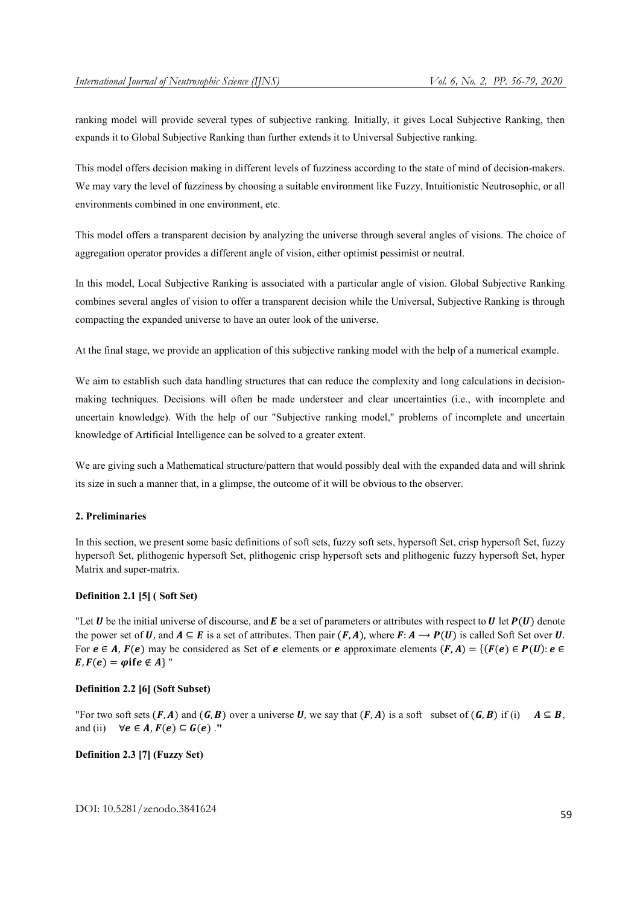ranking model will provide several types of subjective ranking. Initially, it gives Local Subjective Ranking, then expands it to Global Subjective Ranking than further extends it to Universal Subjective ranking.

This model offers decision making in different levels of fuzziness according to the state of mind of decision-makers. We may vary the level of fuzziness by choosing a suitable environment like Fuzzy, Intuitionistic Neutrosophic, or all environments combined in one environment, etc.

This model offers a transparent decision by analyzing the universe through several angles of visions. The choice of aggregation operator provides a different angle of vision, either optimist pessimist or neutral.

In this model, Local Subjective Ranking is associated with a particular angle of vision. Global Subjective Ranking combines several angles of vision to offer a transparent decision while the Universal, Subjective Ranking is through compacting the expanded universe to have an outer look of the universe.

At the final stage, we provide an application of this subjective ranking model with the help of a numerical example.

We aim to establish such data handling structures that can reduce the complexity and long calculations in decision-making techniques. Decisions will often be made understeer and clear uncertainties (i.e., with incomplete and uncertain knowledge). With the help of our "Subjective ranking model," problems of incomplete and uncertain knowledge of Artificial Intelligence can be solved to a greater extent.

We are giving such a Mathematical structure/pattern that would possibly deal with the expanded data and will shrink its size in such a manner that, in a glimpse, the outcome of it will be obvious to the observer.

**2. Preliminaries**

In this section, we present some basic definitions of soft sets, fuzzy soft sets, hypersoft Set, crisp hypersoft Set, fuzzy hypersoft Set, plithogenic hypersoft Set, plithogenic crisp hypersoft sets and plithogenic fuzzy hypersoft Set, hyper Matrix and super-matrix.

**Definition 2.1 [5] ( Soft Set)**

"Let $\boldsymbol{U}$ be the initial universe of discourse, and $\boldsymbol{E}$ be a set of parameters or attributes with respect to $\boldsymbol{U}$ let $\boldsymbol{P}(\boldsymbol{U})$ denote the power set of $\boldsymbol{U}$, and $\boldsymbol{A} \subseteq \boldsymbol{E}$ is a set of attributes. Then pair $(\boldsymbol{F}, \boldsymbol{A})$, where $\boldsymbol{F}: \boldsymbol{A} \longrightarrow \boldsymbol{P}(\boldsymbol{U})$ is called Soft Set over $\boldsymbol{U}$. For $\boldsymbol{e} \in \boldsymbol{A}$, $\boldsymbol{F}(\boldsymbol{e})$ may be considered as Set of $\boldsymbol{e}$ elements or $\boldsymbol{e}$ approximate elements $(\boldsymbol{F}, \boldsymbol{A}) = \{(\boldsymbol{F}(\boldsymbol{e}) \in \boldsymbol{P}(\boldsymbol{U}): \boldsymbol{e} \in \boldsymbol{E}, \boldsymbol{F}(\boldsymbol{e}) = \boldsymbol{\varphi} \textbf{ if } \boldsymbol{e} \notin \boldsymbol{A}\}$"

**Definition 2.2 [6] (Soft Subset)**

"For two soft sets $(\boldsymbol{F}, \boldsymbol{A})$ and $(\boldsymbol{G}, \boldsymbol{B})$ over a universe $\boldsymbol{U}$, we say that $(\boldsymbol{F}, \boldsymbol{A})$ is a soft subset of $(\boldsymbol{G}, \boldsymbol{B})$ if (i) $\boldsymbol{A} \subseteq \boldsymbol{B}$, and (ii) $\forall \boldsymbol{e} \in \boldsymbol{A}, \boldsymbol{F}(\boldsymbol{e}) \subseteq \boldsymbol{G}(\boldsymbol{e})$ ."

**Definition 2.3 [7] (Fuzzy Set)**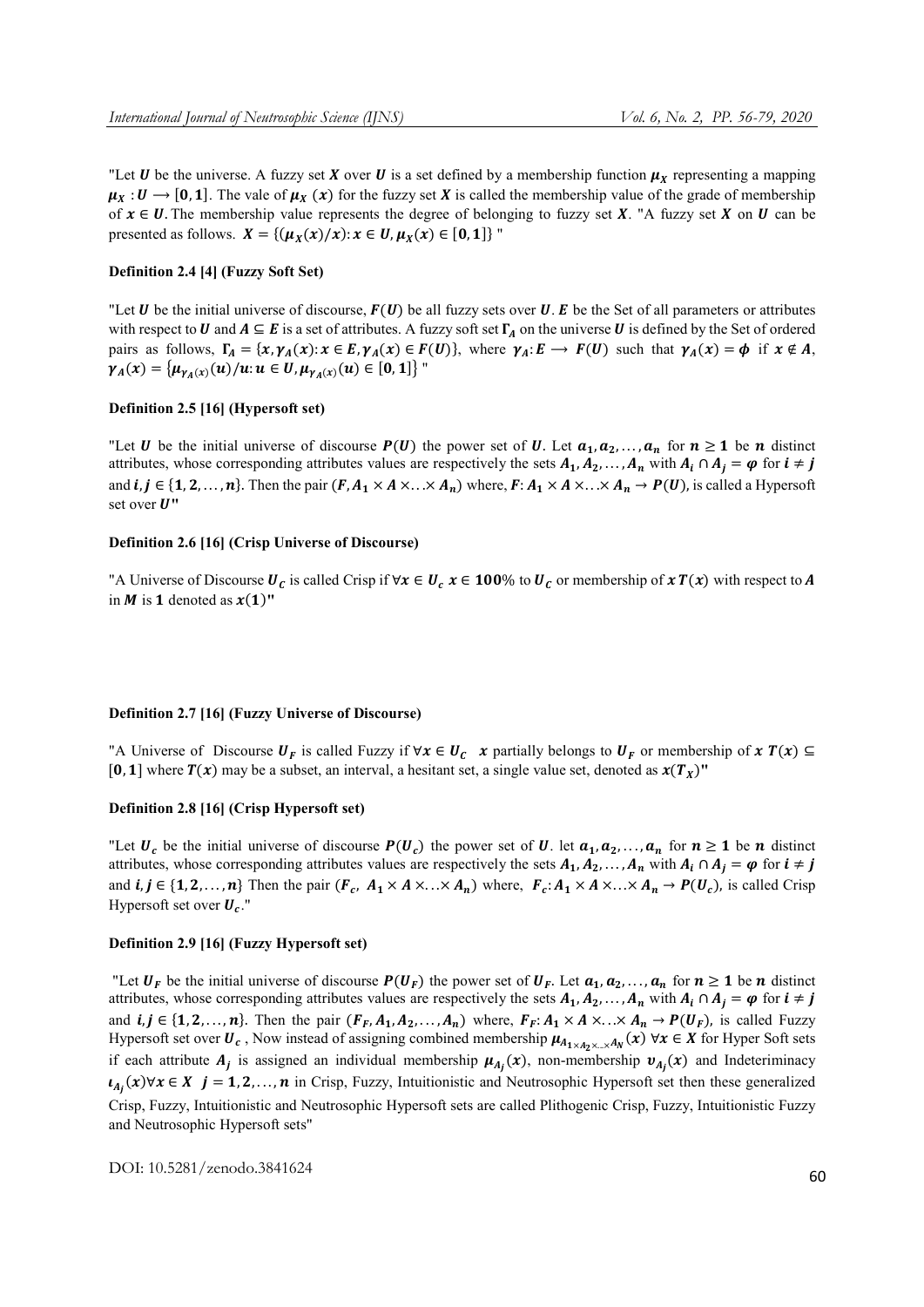"Let $U$ be the universe. A fuzzy set $X$ over $U$ is a set defined by a membership function $\mu_X$ representing a mapping $\mu_X : U \longrightarrow [0,1]$. The vale of $\mu_X\ (x)$ for the fuzzy set $X$ is called the membership value of the grade of membership of $x \in U$. The membership value represents the degree of belonging to fuzzy set $X$. "A fuzzy set $X$ on $U$ can be presented as follows. $X = \{(\mu_X(x)/x): x \in U, \mu_X(x) \in [0,1]\}$ "

#### Definition 2.4 [4] (Fuzzy Soft Set)

"Let $U$ be the initial universe of discourse, $F(U)$ be all fuzzy sets over $U$. $E$ be the Set of all parameters or attributes with respect to $U$ and $A \subseteq E$ is a set of attributes. A fuzzy soft set $\Gamma_A$ on the universe $U$ is defined by the Set of ordered pairs as follows, $\Gamma_A = \{x, \gamma_A(x): x \in E, \gamma_A(x) \in F(U)\}$, where $\gamma_A: E \longrightarrow F(U)$ such that $\gamma_A(x) = \phi$ if $x \notin A$, $\gamma_A(x) = \{\mu_{\gamma_A(x)}(u)/u: u \in U, \mu_{\gamma_A(x)}(u) \in [0,1]\}$ "

#### Definition 2.5 [16] (Hypersoft set)

"Let $U$ be the initial universe of discourse $P(U)$ the power set of $U$. Let $a_1, a_2, \ldots, a_n$ for $n \geq 1$ be $n$ distinct attributes, whose corresponding attributes values are respectively the sets $A_1, A_2, \ldots, A_n$ with $A_i \cap A_j = \varphi$ for $i \neq j$ and $i, j \in \{1, 2, \ldots, n\}$. Then the pair $(F, A_1 \times A \times \ldots \times A_n)$ where, $F: A_1 \times A \times \ldots \times A_n \rightarrow P(U)$, is called a Hypersoft set over $U$"

#### Definition 2.6 [16] (Crisp Universe of Discourse)

"A Universe of Discourse $U_C$ is called Crisp if $\forall x \in U_C\ x \in 100\%$ to $U_C$ or membership of $x\ T(x)$ with respect to $A$ in $M$ is $1$ denoted as $x(1)$"

#### Definition 2.7 [16] (Fuzzy Universe of Discourse)

"A Universe of Discourse $U_F$ is called Fuzzy if $\forall x \in U_C\ \ x$ partially belongs to $U_F$ or membership of $x\ T(x) \subseteq [0,1]$ where $T(x)$ may be a subset, an interval, a hesitant set, a single value set, denoted as $x(T_X)$"

#### Definition 2.8 [16] (Crisp Hypersoft set)

"Let $U_c$ be the initial universe of discourse $P(U_c)$ the power set of $U$. let $a_1, a_2, \ldots, a_n$ for $n \geq 1$ be $n$ distinct attributes, whose corresponding attributes values are respectively the sets $A_1, A_2, \ldots, A_n$ with $A_i \cap A_j = \varphi$ for $i \neq j$ and $i, j \in \{1, 2, \ldots, n\}$ Then the pair $(F_c,\ A_1 \times A \times \ldots \times A_n)$ where, $F_c: A_1 \times A \times \ldots \times A_n \rightarrow P(U_c)$, is called Crisp Hypersoft set over $U_c$."

#### Definition 2.9 [16] (Fuzzy Hypersoft set)

"Let $U_F$ be the initial universe of discourse $P(U_F)$ the power set of $U_F$. Let $a_1, a_2, \ldots, a_n$ for $n \geq 1$ be $n$ distinct attributes, whose corresponding attributes values are respectively the sets $A_1, A_2, \ldots, A_n$ with $A_i \cap A_j = \varphi$ for $i \neq j$ and $i, j \in \{1, 2, \ldots, n\}$. Then the pair $(F_F, A_1, A_2, \ldots, A_n)$ where, $F_F: A_1 \times A \times \ldots \times A_n \rightarrow P(U_F)$, is called Fuzzy Hypersoft set over $U_c$ , Now instead of assigning combined membership $\mu_{A_{1 \times A_2 \times \ldots \times A_N}}(x)\ \forall x \in X$ for Hyper Soft sets if each attribute $A_j$ is assigned an individual membership $\mu_{A_j}(x)$, non-membership $v_{A_j}(x)$ and Indeteriminacy $\iota_{A_j}(x) \forall x \in X\ \ j = 1, 2, \ldots, n$ in Crisp, Fuzzy, Intuitionistic and Neutrosophic Hypersoft set then these generalized Crisp, Fuzzy, Intuitionistic and Neutrosophic Hypersoft sets are called Plithogenic Crisp, Fuzzy, Intuitionistic Fuzzy and Neutrosophic Hypersoft sets"

DOI: 10.5281/zenodo.3841624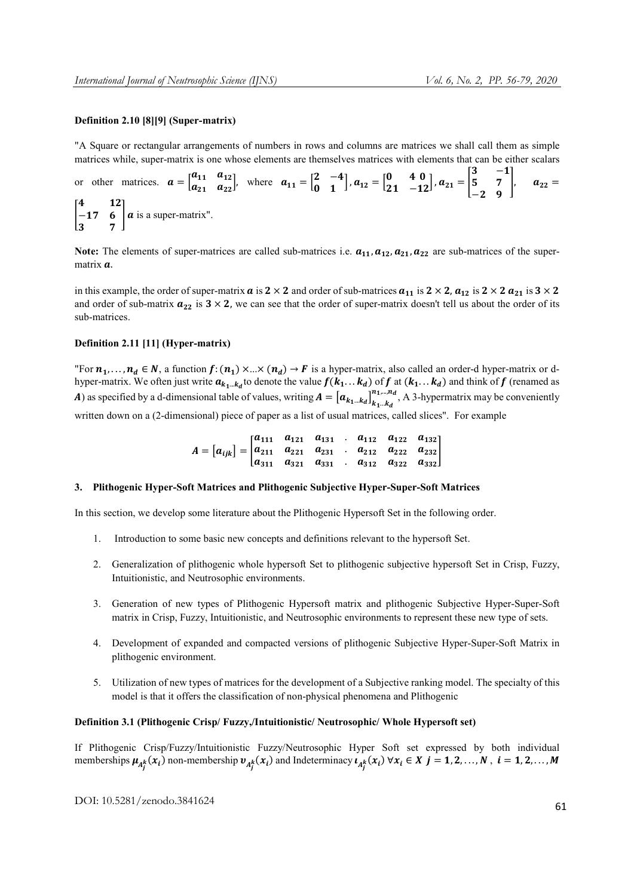#### Definition 2.10 [8][9] (Super-matrix)

"A Square or rectangular arrangements of numbers in rows and columns are matrices we shall call them as simple matrices while, super-matrix is one whose elements are themselves matrices with elements that can be either scalars or other matrices. $\boldsymbol{a} = \begin{bmatrix} \boldsymbol{a_{11}} & \boldsymbol{a_{12}} \\ \boldsymbol{a_{21}} & \boldsymbol{a_{22}} \end{bmatrix}$, where $\boldsymbol{a_{11}} = \begin{bmatrix} \mathbf{2} & -\mathbf{4} \\ \mathbf{0} & \mathbf{1} \end{bmatrix}$, $\boldsymbol{a_{12}} = \begin{bmatrix} \mathbf{0} & \mathbf{4} \ \mathbf{0} \\ \mathbf{21} & -\mathbf{12} \end{bmatrix}$, $\boldsymbol{a_{21}} = \begin{bmatrix} \mathbf{3} & -\mathbf{1} \\ \mathbf{5} & \mathbf{7} \\ -\mathbf{2} & \mathbf{9} \end{bmatrix}$, $\boldsymbol{a_{22}} = \begin{bmatrix} \mathbf{4} & \mathbf{12} \\ -\mathbf{17} & \mathbf{6} \\ \mathbf{3} & \mathbf{7} \end{bmatrix}$ $\boldsymbol{a}$ is a super-matrix".

**Note:** The elements of super-matrices are called sub-matrices i.e. $\boldsymbol{a_{11}}, \boldsymbol{a_{12}}, \boldsymbol{a_{21}}, \boldsymbol{a_{22}}$ are sub-matrices of the super-matrix $\boldsymbol{a}$.

in this example, the order of super-matrix $\boldsymbol{a}$ is $\mathbf{2} \times \mathbf{2}$ and order of sub-matrices $\boldsymbol{a_{11}}$ is $\mathbf{2} \times \mathbf{2}$, $\boldsymbol{a_{12}}$ is $\mathbf{2} \times \mathbf{2}$ $\boldsymbol{a_{21}}$ is $\mathbf{3} \times \mathbf{2}$ and order of sub-matrix $\boldsymbol{a_{22}}$ is $\mathbf{3} \times \mathbf{2}$, we can see that the order of super-matrix doesn't tell us about the order of its sub-matrices.

#### Definition 2.11 [11] (Hyper-matrix)

"For $\boldsymbol{n_1}, \ldots, \boldsymbol{n_d} \in \boldsymbol{N}$, a function $\boldsymbol{f}: (\boldsymbol{n_1}) \times \ldots \times (\boldsymbol{n_d}) \to \boldsymbol{F}$ is a hyper-matrix, also called an order-d hyper-matrix or d-hyper-matrix. We often just write $\boldsymbol{a_{k_1 \ldots k_d}}$ to denote the value $\boldsymbol{f}(\boldsymbol{k_1} \ldots \boldsymbol{k_d})$ of $\boldsymbol{f}$ at $(\boldsymbol{k_1} \ldots \boldsymbol{k_d})$ and think of $\boldsymbol{f}$ (renamed as $\boldsymbol{A}$) as specified by a d-dimensional table of values, writing $\boldsymbol{A} = [\boldsymbol{a_{k_1 \ldots k_d}}]_{\boldsymbol{k_1 \ldots k_d}}^{\boldsymbol{n_1, \ldots, n_d}}$, A 3-hypermatrix may be conveniently written down on a (2-dimensional) piece of paper as a list of usual matrices, called slices". For example

$$\boldsymbol{A} = [\boldsymbol{a_{ijk}}] = \begin{bmatrix} \boldsymbol{a_{111}} & \boldsymbol{a_{121}} & \boldsymbol{a_{131}} & . & \boldsymbol{a_{112}} & \boldsymbol{a_{122}} & \boldsymbol{a_{132}} \\ \boldsymbol{a_{211}} & \boldsymbol{a_{221}} & \boldsymbol{a_{231}} & . & \boldsymbol{a_{212}} & \boldsymbol{a_{222}} & \boldsymbol{a_{232}} \\ \boldsymbol{a_{311}} & \boldsymbol{a_{321}} & \boldsymbol{a_{331}} & . & \boldsymbol{a_{312}} & \boldsymbol{a_{322}} & \boldsymbol{a_{332}} \end{bmatrix}$$

### 3. Plithogenic Hyper-Soft Matrices and Plithogenic Subjective Hyper-Super-Soft Matrices

In this section, we develop some literature about the Plithogenic Hypersoft Set in the following order.

1. Introduction to some basic new concepts and definitions relevant to the hypersoft Set.
2. Generalization of plithogenic whole hypersoft Set to plithogenic subjective hypersoft Set in Crisp, Fuzzy, Intuitionistic, and Neutrosophic environments.
3. Generation of new types of Plithogenic Hypersoft matrix and plithogenic Subjective Hyper-Super-Soft matrix in Crisp, Fuzzy, Intuitionistic, and Neutrosophic environments to represent these new type of sets.
4. Development of expanded and compacted versions of plithogenic Subjective Hyper-Super-Soft Matrix in plithogenic environment.
5. Utilization of new types of matrices for the development of a Subjective ranking model. The specialty of this model is that it offers the classification of non-physical phenomena and Plithogenic

#### Definition 3.1 (Plithogenic Crisp/ Fuzzy,/Intuitionistic/ Neutrosophic/ Whole Hypersoft set)

If Plithogenic Crisp/Fuzzy/Intuitionistic Fuzzy/Neutrosophic Hyper Soft set expressed by both individual memberships $\boldsymbol{\mu_{A_j^k}(x_i)}$ non-membership $\boldsymbol{\upsilon_{A_j^k}(x_i)}$ and Indeterminacy $\boldsymbol{\iota_{A_j^k}(x_i)}$ $\forall \boldsymbol{x_i} \in \boldsymbol{X}$ $\boldsymbol{j = 1, 2, \ldots, N}$ , $\boldsymbol{i = 1, 2, \ldots, M}$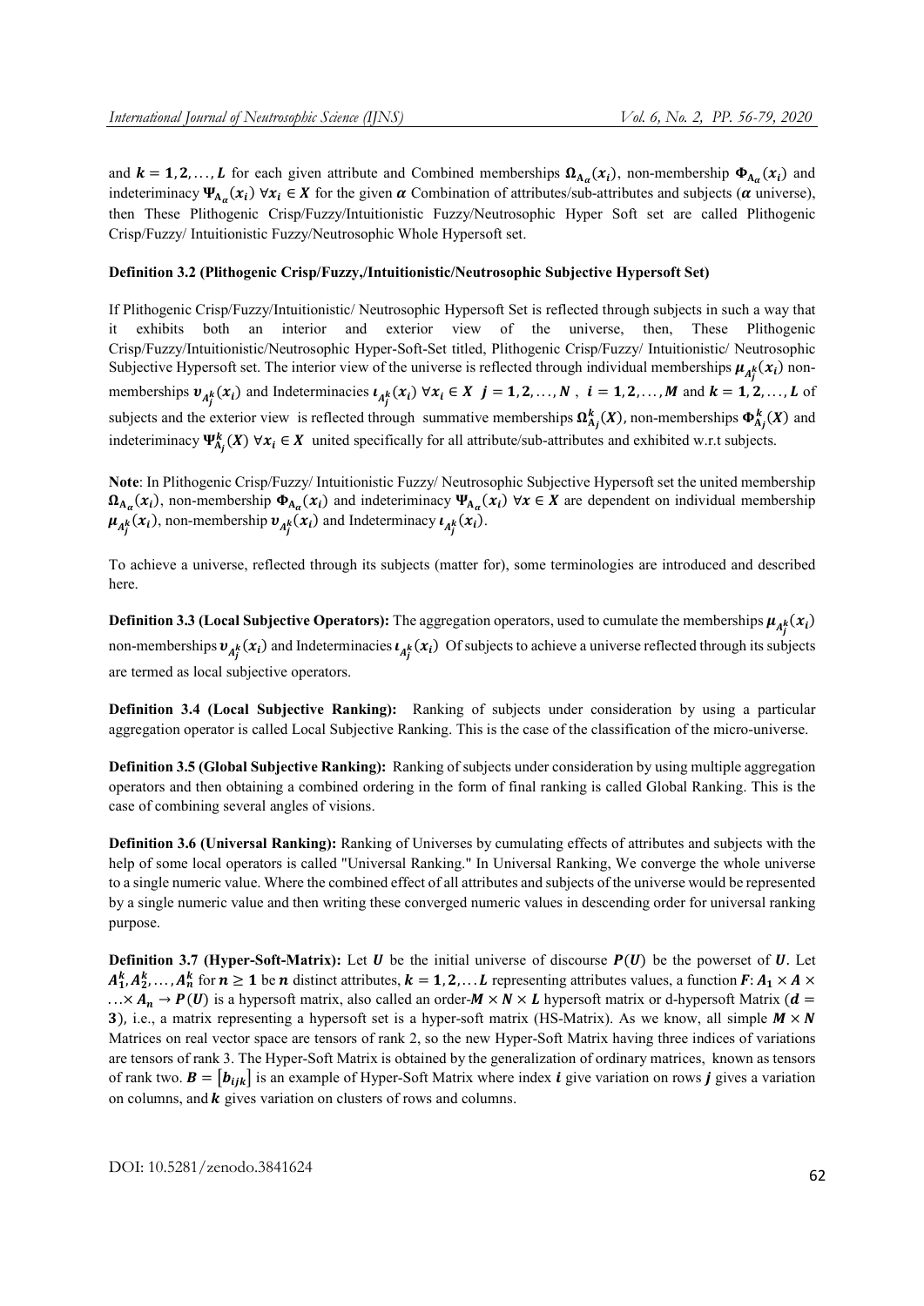and $\boldsymbol{k}=\mathbf{1},\mathbf{2},\ldots,\boldsymbol{L}$ for each given attribute and Combined memberships $\boldsymbol{\Omega}_{\mathbf{A}_{\alpha}}(\boldsymbol{x}_i)$, non-membership $\boldsymbol{\Phi}_{\mathbf{A}_{\alpha}}(\boldsymbol{x}_i)$ and indeteriminacy $\boldsymbol{\Psi}_{\mathbf{A}_{\alpha}}(\boldsymbol{x}_i)$ $\forall \boldsymbol{x}_i \in \boldsymbol{X}$ for the given $\boldsymbol{\alpha}$ Combination of attributes/sub-attributes and subjects ($\boldsymbol{\alpha}$ universe), then These Plithogenic Crisp/Fuzzy/Intuitionistic Fuzzy/Neutrosophic Hyper Soft set are called Plithogenic Crisp/Fuzzy/ Intuitionistic Fuzzy/Neutrosophic Whole Hypersoft set.

**Definition 3.2 (Plithogenic Crisp/Fuzzy,/Intuitionistic/Neutrosophic Subjective Hypersoft Set)**

If Plithogenic Crisp/Fuzzy/Intuitionistic/ Neutrosophic Hypersoft Set is reflected through subjects in such a way that it exhibits both an interior and exterior view of the universe, then, These Plithogenic Crisp/Fuzzy/Intuitionistic/Neutrosophic Hyper-Soft-Set titled, Plithogenic Crisp/Fuzzy/ Intuitionistic/ Neutrosophic Subjective Hypersoft set. The interior view of the universe is reflected through individual memberships $\boldsymbol{\mu}_{A_j^k}(\boldsymbol{x}_i)$ non-memberships $\boldsymbol{v}_{A_j^k}(\boldsymbol{x}_i)$ and Indeterminacies $\boldsymbol{\iota}_{A_j^k}(\boldsymbol{x}_i)$ $\forall \boldsymbol{x}_i \in \boldsymbol{X}$ $\boldsymbol{j}=\mathbf{1},\mathbf{2},\ldots,\boldsymbol{N}$ , $\boldsymbol{i}=\mathbf{1},\mathbf{2},\ldots,\boldsymbol{M}$ and $\boldsymbol{k}=\mathbf{1},\mathbf{2},\ldots,\boldsymbol{L}$ of subjects and the exterior view is reflected through summative memberships $\boldsymbol{\Omega}_{\mathbf{A}_j}^{\boldsymbol{k}}(\boldsymbol{X})$, non-memberships $\boldsymbol{\Phi}_{\mathbf{A}_j}^{\boldsymbol{k}}(\boldsymbol{X})$ and indeteriminacy $\boldsymbol{\Psi}_{\mathbf{A}_j}^{\boldsymbol{k}}(\boldsymbol{X})$ $\forall \boldsymbol{x}_i \in \boldsymbol{X}$ united specifically for all attribute/sub-attributes and exhibited w.r.t subjects.

**Note**: In Plithogenic Crisp/Fuzzy/ Intuitionistic Fuzzy/ Neutrosophic Subjective Hypersoft set the united membership $\boldsymbol{\Omega}_{\mathbf{A}_{\alpha}}(\boldsymbol{x}_i)$, non-membership $\boldsymbol{\Phi}_{\mathbf{A}_{\alpha}}(\boldsymbol{x}_i)$ and indeteriminacy $\boldsymbol{\Psi}_{\mathbf{A}_{\alpha}}(\boldsymbol{x}_i)$ $\forall \boldsymbol{x} \in \boldsymbol{X}$ are dependent on individual membership $\boldsymbol{\mu}_{A_j^k}(\boldsymbol{x}_i)$, non-membership $\boldsymbol{v}_{A_j^k}(\boldsymbol{x}_i)$ and Indeterminacy $\boldsymbol{\iota}_{A_j^k}(\boldsymbol{x}_i)$.

To achieve a universe, reflected through its subjects (matter for), some terminologies are introduced and described here.

**Definition 3.3 (Local Subjective Operators):** The aggregation operators, used to cumulate the memberships $\boldsymbol{\mu}_{A_j^k}(\boldsymbol{x}_i)$ non-memberships $\boldsymbol{v}_{A_j^k}(\boldsymbol{x}_i)$ and Indeterminacies $\boldsymbol{\iota}_{A_j^k}(\boldsymbol{x}_i)$ Of subjects to achieve a universe reflected through its subjects are termed as local subjective operators.

**Definition 3.4 (Local Subjective Ranking):** Ranking of subjects under consideration by using a particular aggregation operator is called Local Subjective Ranking. This is the case of the classification of the micro-universe.

**Definition 3.5 (Global Subjective Ranking):** Ranking of subjects under consideration by using multiple aggregation operators and then obtaining a combined ordering in the form of final ranking is called Global Ranking. This is the case of combining several angles of visions.

**Definition 3.6 (Universal Ranking):** Ranking of Universes by cumulating effects of attributes and subjects with the help of some local operators is called "Universal Ranking." In Universal Ranking, We converge the whole universe to a single numeric value. Where the combined effect of all attributes and subjects of the universe would be represented by a single numeric value and then writing these converged numeric values in descending order for universal ranking purpose.

**Definition 3.7 (Hyper-Soft-Matrix):** Let $\boldsymbol{U}$ be the initial universe of discourse $\boldsymbol{P}(\boldsymbol{U})$ be the powerset of $\boldsymbol{U}$. Let $\boldsymbol{A}_1^{\boldsymbol{k}},\boldsymbol{A}_2^{\boldsymbol{k}},\ldots,\boldsymbol{A}_n^{\boldsymbol{k}}$ for $\boldsymbol{n}\geq\mathbf{1}$ be $\boldsymbol{n}$ distinct attributes, $\boldsymbol{k}=\mathbf{1},\mathbf{2},\ldots\boldsymbol{L}$ representing attributes values, a function $\boldsymbol{F}$: $\boldsymbol{A}_1\times\boldsymbol{A}\times\ldots\times\boldsymbol{A}_n\rightarrow\boldsymbol{P}(\boldsymbol{U})$ is a hypersoft matrix, also called an order-$\boldsymbol{M}\times\boldsymbol{N}\times\boldsymbol{L}$ hypersoft matrix or d-hypersoft Matrix ($\boldsymbol{d}=\mathbf{3}$), i.e., a matrix representing a hypersoft set is a hyper-soft matrix (HS-Matrix). As we know, all simple $\boldsymbol{M}\times\boldsymbol{N}$ Matrices on real vector space are tensors of rank 2, so the new Hyper-Soft Matrix having three indices of variations are tensors of rank 3. The Hyper-Soft Matrix is obtained by the generalization of ordinary matrices, known as tensors of rank two. $\boldsymbol{B}=[\boldsymbol{b}_{ijk}]$ is an example of Hyper-Soft Matrix where index $\boldsymbol{i}$ give variation on rows $\boldsymbol{j}$ gives a variation on columns, and $\boldsymbol{k}$ gives variation on clusters of rows and columns.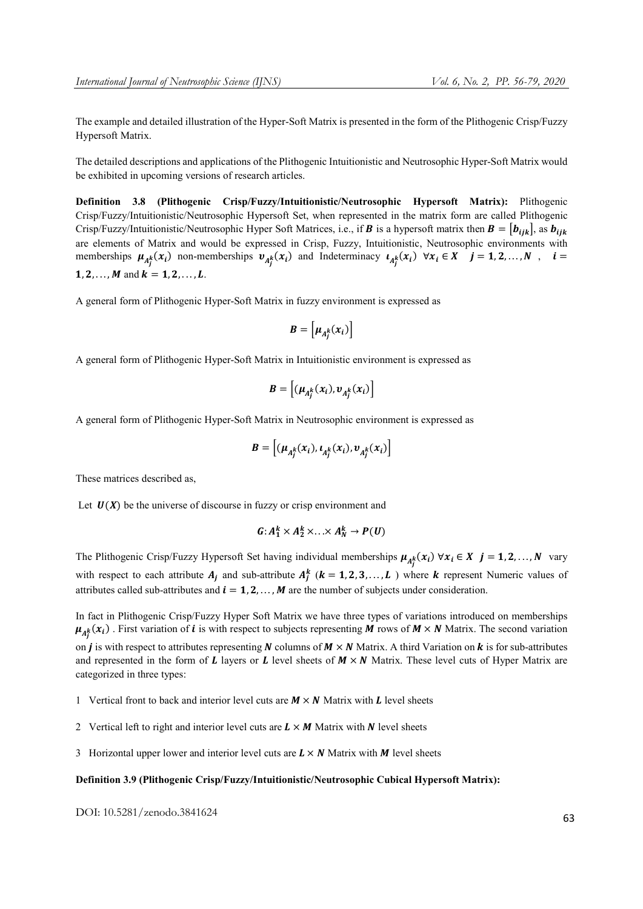The example and detailed illustration of the Hyper-Soft Matrix is presented in the form of the Plithogenic Crisp/Fuzzy Hypersoft Matrix.

The detailed descriptions and applications of the Plithogenic Intuitionistic and Neutrosophic Hyper-Soft Matrix would be exhibited in upcoming versions of research articles.

**Definition 3.8 (Plithogenic Crisp/Fuzzy/Intuitionistic/Neutrosophic Hypersoft Matrix):** Plithogenic Crisp/Fuzzy/Intuitionistic/Neutrosophic Hypersoft Set, when represented in the matrix form are called Plithogenic Crisp/Fuzzy/Intuitionistic/Neutrosophic Hyper Soft Matrices, i.e., if $\boldsymbol{B}$ is a hypersoft matrix then $\boldsymbol{B} = [\boldsymbol{b_{ijk}}]$, as $\boldsymbol{b_{ijk}}$ are elements of Matrix and would be expressed in Crisp, Fuzzy, Intuitionistic, Neutrosophic environments with memberships $\boldsymbol{\mu_{A_j^k}(x_i)}$ non-memberships $\boldsymbol{v_{A_j^k}(x_i)}$ and Indeterminacy $\boldsymbol{\iota_{A_j^k}(x_i)}$ $\forall \boldsymbol{x_i} \in \boldsymbol{X}$ $\boldsymbol{j = 1, 2, \ldots, N}$, $\boldsymbol{i = 1, 2, \ldots, M}$ and $\boldsymbol{k = 1, 2, \ldots, L}$.

A general form of Plithogenic Hyper-Soft Matrix in fuzzy environment is expressed as

$$\boldsymbol{B} = \left[\boldsymbol{\mu_{A_j^k}(x_i)}\right]$$

A general form of Plithogenic Hyper-Soft Matrix in Intuitionistic environment is expressed as

$$\boldsymbol{B} = \left[(\boldsymbol{\mu_{A_j^k}(x_i)}, \boldsymbol{v_{A_j^k}(x_i)})\right]$$

A general form of Plithogenic Hyper-Soft Matrix in Neutrosophic environment is expressed as

$$\boldsymbol{B} = \left[(\boldsymbol{\mu_{A_j^k}(x_i)}, \boldsymbol{\iota_{A_j^k}(x_i)}, \boldsymbol{v_{A_j^k}(x_i)})\right]$$

These matrices described as,

Let $\boldsymbol{U(X)}$ be the universe of discourse in fuzzy or crisp environment and

$$\boldsymbol{G}: \boldsymbol{A_1^k \times A_2^k \times \ldots \times A_N^k \to P(U)}$$

The Plithogenic Crisp/Fuzzy Hypersoft Set having individual memberships $\boldsymbol{\mu_{A_j^k}(x_i)}$ $\forall \boldsymbol{x_i} \in \boldsymbol{X}$ $\boldsymbol{j = 1, 2, \ldots, N}$ vary with respect to each attribute $\boldsymbol{A_j}$ and sub-attribute $\boldsymbol{A_j^k}$ ($\boldsymbol{k = 1, 2, 3, \ldots, L}$) where $\boldsymbol{k}$ represent Numeric values of attributes called sub-attributes and $\boldsymbol{i = 1, 2, \ldots, M}$ are the number of subjects under consideration.

In fact in Plithogenic Crisp/Fuzzy Hyper Soft Matrix we have three types of variations introduced on memberships $\boldsymbol{\mu_{A_j^k}(x_i)}$. First variation of $\boldsymbol{i}$ is with respect to subjects representing $\boldsymbol{M}$ rows of $\boldsymbol{M \times N}$ Matrix. The second variation on $\boldsymbol{j}$ is with respect to attributes representing $\boldsymbol{N}$ columns of $\boldsymbol{M \times N}$ Matrix. A third Variation on $\boldsymbol{k}$ is for sub-attributes and represented in the form of $\boldsymbol{L}$ layers or $\boldsymbol{L}$ level sheets of $\boldsymbol{M \times N}$ Matrix. These level cuts of Hyper Matrix are categorized in three types:

1 Vertical front to back and interior level cuts are $\boldsymbol{M \times N}$ Matrix with $\boldsymbol{L}$ level sheets

2 Vertical left to right and interior level cuts are $\boldsymbol{L \times M}$ Matrix with $\boldsymbol{N}$ level sheets

3 Horizontal upper lower and interior level cuts are $\boldsymbol{L \times N}$ Matrix with $\boldsymbol{M}$ level sheets

**Definition 3.9 (Plithogenic Crisp/Fuzzy/Intuitionistic/Neutrosophic Cubical Hypersoft Matrix):**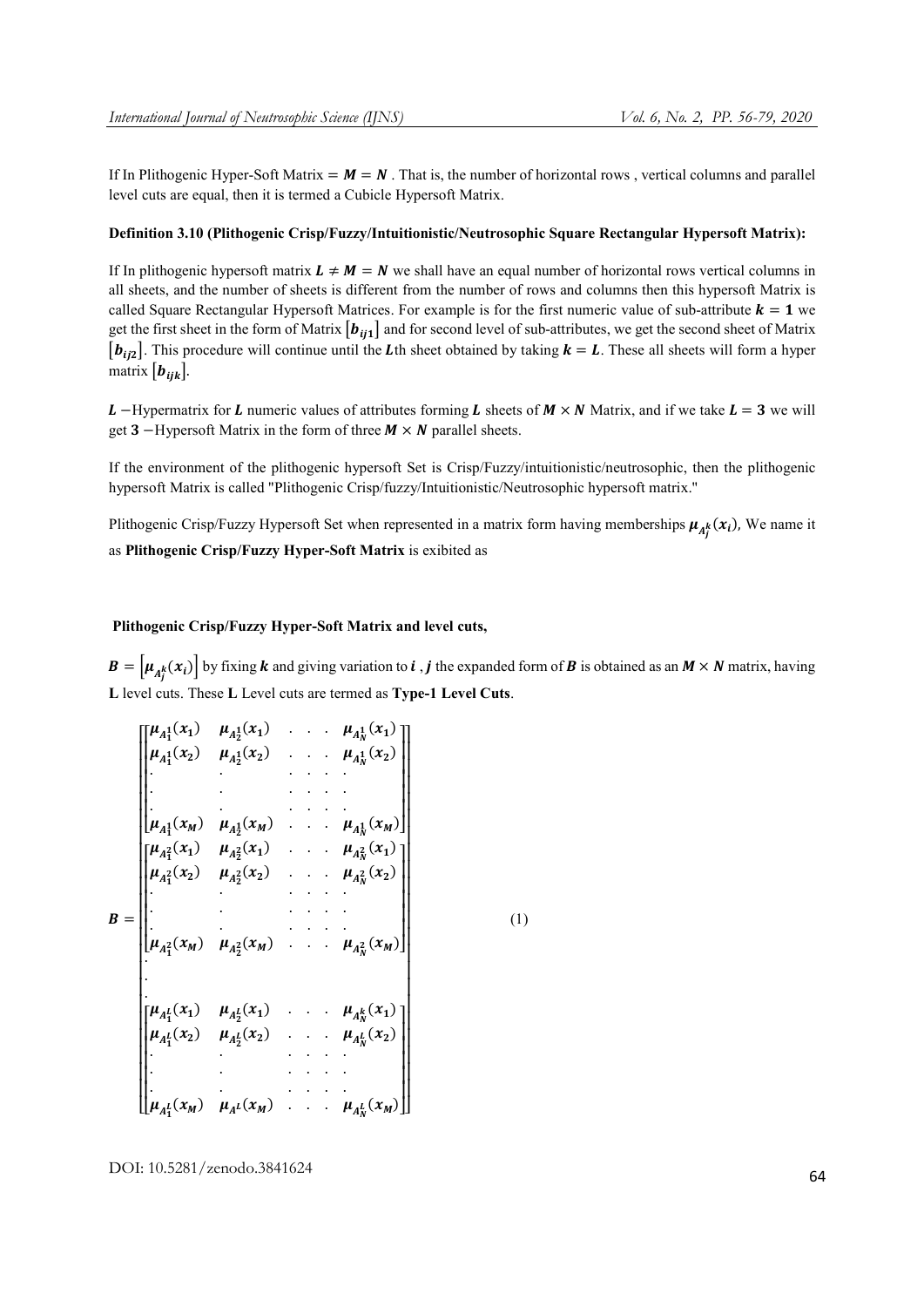If In Plithogenic Hyper-Soft Matrix $= \boldsymbol{M} = \boldsymbol{N}$ . That is, the number of horizontal rows , vertical columns and parallel level cuts are equal, then it is termed a Cubicle Hypersoft Matrix.

**Definition 3.10 (Plithogenic Crisp/Fuzzy/Intuitionistic/Neutrosophic Square Rectangular Hypersoft Matrix):**

If In plithogenic hypersoft matrix $\boldsymbol{L} \neq \boldsymbol{M} = \boldsymbol{N}$ we shall have an equal number of horizontal rows vertical columns in all sheets, and the number of sheets is different from the number of rows and columns then this hypersoft Matrix is called Square Rectangular Hypersoft Matrices. For example is for the first numeric value of sub-attribute $\boldsymbol{k} = \boldsymbol{1}$ we get the first sheet in the form of Matrix $[\boldsymbol{b}_{ij1}]$ and for second level of sub-attributes, we get the second sheet of Matrix $[\boldsymbol{b}_{ij2}]$. This procedure will continue until the $\boldsymbol{L}$th sheet obtained by taking $\boldsymbol{k} = \boldsymbol{L}$. These all sheets will form a hyper matrix $[\boldsymbol{b}_{ijk}]$.

$\boldsymbol{L}$ −Hypermatrix for $\boldsymbol{L}$ numeric values of attributes forming $\boldsymbol{L}$ sheets of $\boldsymbol{M} \times \boldsymbol{N}$ Matrix, and if we take $\boldsymbol{L} = \boldsymbol{3}$ we will get $\boldsymbol{3}$ −Hypersoft Matrix in the form of three $\boldsymbol{M} \times \boldsymbol{N}$ parallel sheets.

If the environment of the plithogenic hypersoft Set is Crisp/Fuzzy/intuitionistic/neutrosophic, then the plithogenic hypersoft Matrix is called "Plithogenic Crisp/fuzzy/Intuitionistic/Neutrosophic hypersoft matrix."

Plithogenic Crisp/Fuzzy Hypersoft Set when represented in a matrix form having memberships $\boldsymbol{\mu}_{A_j^k}(\boldsymbol{x}_i)$, We name it as **Plithogenic Crisp/Fuzzy Hyper-Soft Matrix** is exibited as

**Plithogenic Crisp/Fuzzy Hyper-Soft Matrix and level cuts,**

$\boldsymbol{B} = \left[\boldsymbol{\mu}_{A_j^k}(\boldsymbol{x}_i)\right]$ by fixing $\boldsymbol{k}$ and giving variation to $\boldsymbol{i}$ , $\boldsymbol{j}$ the expanded form of $\boldsymbol{B}$ is obtained as an $\boldsymbol{M} \times \boldsymbol{N}$ matrix, having $\boldsymbol{L}$ level cuts. These $\boldsymbol{L}$ Level cuts are termed as **Type-1 Level Cuts**.

$$
\boldsymbol{B} = \begin{bmatrix}
\begin{bmatrix}
\mu_{A_1^1}(x_1) & \mu_{A_2^1}(x_1) & \cdots & \mu_{A_N^1}(x_1) \\
\mu_{A_1^1}(x_2) & \mu_{A_2^1}(x_2) & \cdots & \mu_{A_N^1}(x_2) \\
\vdots & \vdots & & \vdots \\
\mu_{A_1^1}(x_M) & \mu_{A_2^1}(x_M) & \cdots & \mu_{A_N^1}(x_M)
\end{bmatrix} \\
\begin{bmatrix}
\mu_{A_1^2}(x_1) & \mu_{A_2^2}(x_1) & \cdots & \mu_{A_N^2}(x_1) \\
\mu_{A_1^2}(x_2) & \mu_{A_2^2}(x_2) & \cdots & \mu_{A_N^2}(x_2) \\
\vdots & \vdots & & \vdots \\
\mu_{A_1^2}(x_M) & \mu_{A_2^2}(x_M) & \cdots & \mu_{A_N^2}(x_M)
\end{bmatrix} \\
\vdots \\
\begin{bmatrix}
\mu_{A_1^L}(x_1) & \mu_{A_2^L}(x_1) & \cdots & \mu_{A_N^k}(x_1) \\
\mu_{A_1^L}(x_2) & \mu_{A_2^L}(x_2) & \cdots & \mu_{A_N^L}(x_2) \\
\vdots & \vdots & & \vdots \\
\mu_{A_1^L}(x_M) & \mu_{A^L}(x_M) & \cdots & \mu_{A_N^L}(x_M)
\end{bmatrix}
\end{bmatrix} \tag{1}
$$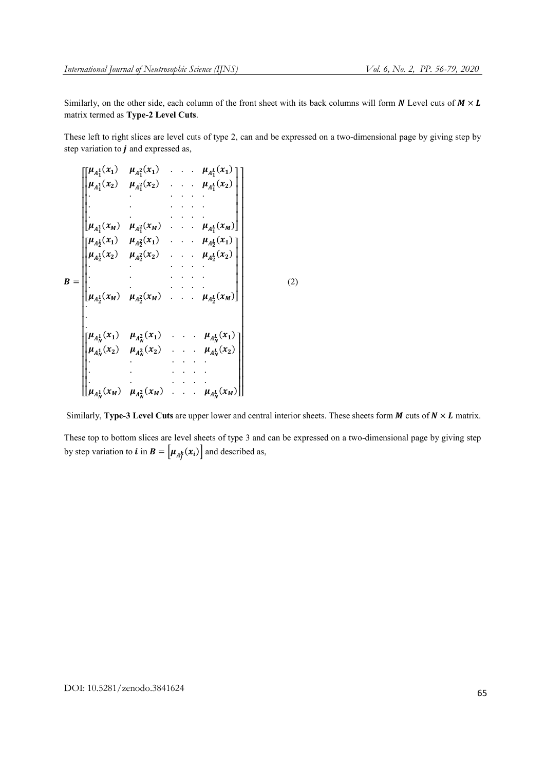Similarly, on the other side, each column of the front sheet with its back columns will form $\boldsymbol{N}$ Level cuts of $\boldsymbol{M} \times \boldsymbol{L}$ matrix termed as **Type-2 Level Cuts**.

These left to right slices are level cuts of type 2, can and be expressed on a two-dimensional page by giving step by step variation to $\boldsymbol{j}$ and expressed as,

$$
\boldsymbol{B} = \begin{bmatrix}
\begin{bmatrix}
\mu_{A_1^1}(x_1) & \mu_{A_1^2}(x_1) & . & . & . & \mu_{A_1^L}(x_1) \\
\mu_{A_1^1}(x_2) & \mu_{A_1^2}(x_2) & . & . & . & \mu_{A_1^L}(x_2) \\
. & . & . & . & . & . \\
. & . & . & . & . & . \\
. & . & . & . & . & . \\
\mu_{A_1^1}(x_M) & \mu_{A_1^2}(x_M) & . & . & . & \mu_{A_1^L}(x_M)
\end{bmatrix} \\
\begin{bmatrix}
\mu_{A_2^1}(x_1) & \mu_{A_2^2}(x_1) & . & . & . & \mu_{A_2^L}(x_1) \\
\mu_{A_2^1}(x_2) & \mu_{A_2^2}(x_2) & . & . & . & \mu_{A_2^L}(x_2) \\
. & . & . & . & . & . \\
. & . & . & . & . & . \\
. & . & . & . & . & . \\
\mu_{A_2^1}(x_M) & \mu_{A_2^2}(x_M) & . & . & . & \mu_{A_2^L}(x_M)
\end{bmatrix} \\
. \\
. \\
. \\
\begin{bmatrix}
\mu_{A_N^1}(x_1) & \mu_{A_N^2}(x_1) & . & . & . & \mu_{A_N^L}(x_1) \\
\mu_{A_N^1}(x_2) & \mu_{A_N^2}(x_2) & . & . & . & \mu_{A_N^L}(x_2) \\
. & . & . & . & . & . \\
. & . & . & . & . & . \\
. & . & . & . & . & . \\
\mu_{A_N^1}(x_M) & \mu_{A_N^2}(x_M) & . & . & . & \mu_{A_N^L}(x_M)
\end{bmatrix}
\end{bmatrix} \tag{2}
$$

Similarly, **Type-3 Level Cuts** are upper lower and central interior sheets. These sheets form $\boldsymbol{M}$ cuts of $\boldsymbol{N} \times \boldsymbol{L}$ matrix.

These top to bottom slices are level sheets of type 3 and can be expressed on a two-dimensional page by giving step by step variation to $\boldsymbol{i}$ in $\boldsymbol{B} = \left[\mu_{A_j^k}(x_i)\right]$ and described as,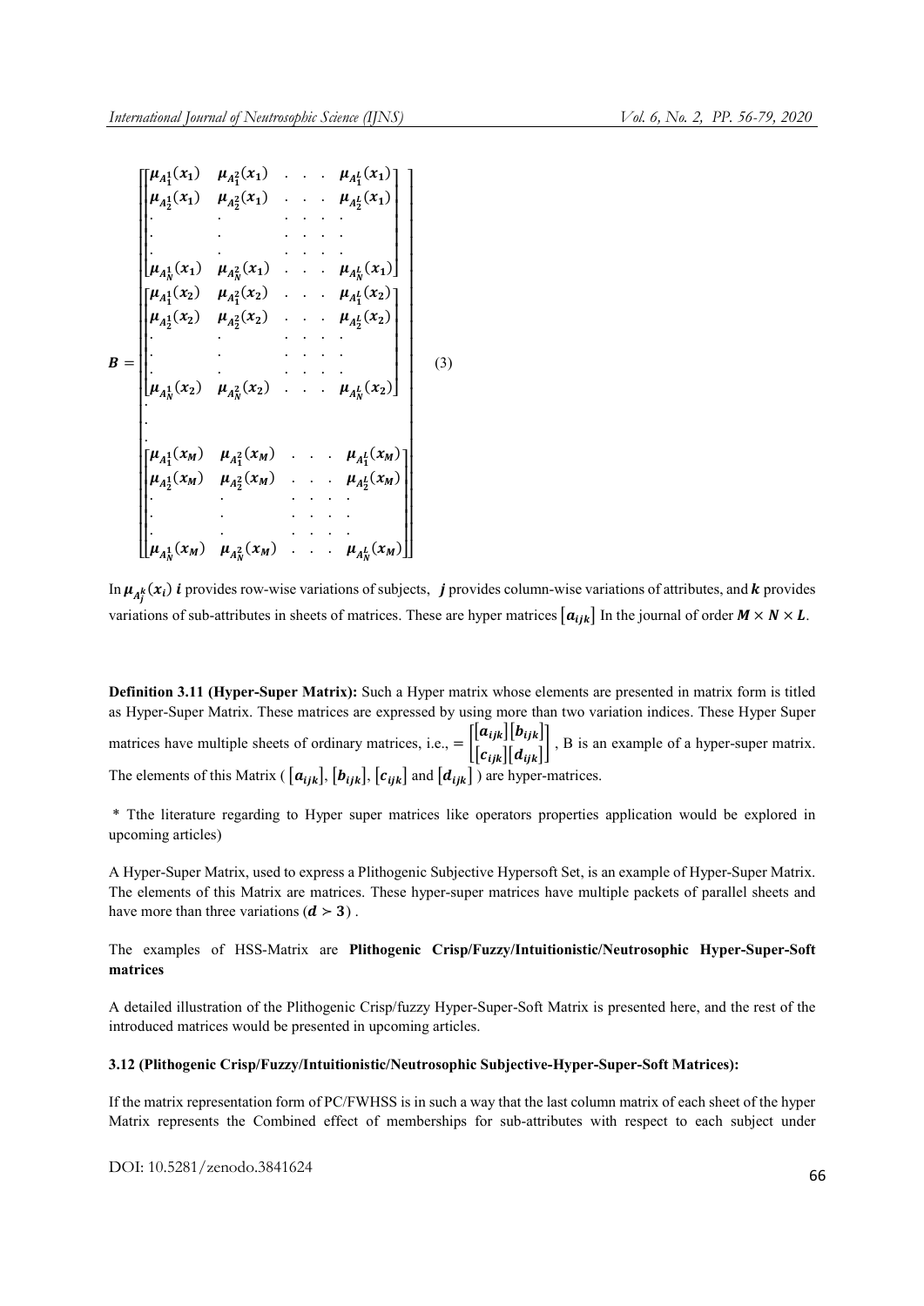$$
B = \begin{bmatrix}
\begin{bmatrix}
\mu_{A_1^1}(x_1) & \mu_{A_1^2}(x_1) & . & . & . & \mu_{A_1^L}(x_1) \\
\mu_{A_2^1}(x_1) & \mu_{A_2^2}(x_1) & . & . & . & \mu_{A_2^L}(x_1) \\
. & . & . & . & . & . \\
. & . & . & . & . & . \\
. & . & . & . & . & . \\
\mu_{A_N^1}(x_1) & \mu_{A_N^2}(x_1) & . & . & . & \mu_{A_N^L}(x_1)
\end{bmatrix} \\
\begin{bmatrix}
\mu_{A_1^1}(x_2) & \mu_{A_1^2}(x_2) & . & . & . & \mu_{A_1^L}(x_2) \\
\mu_{A_2^1}(x_2) & \mu_{A_2^2}(x_2) & . & . & . & \mu_{A_2^L}(x_2) \\
. & . & . & . & . & . \\
. & . & . & . & . & . \\
. & . & . & . & . & . \\
\mu_{A_N^1}(x_2) & \mu_{A_N^2}(x_2) & . & . & . & \mu_{A_N^L}(x_2)
\end{bmatrix} \\
. \\
. \\
. \\
\begin{bmatrix}
\mu_{A_1^1}(x_M) & \mu_{A_1^2}(x_M) & . & . & . & \mu_{A_1^L}(x_M) \\
\mu_{A_2^1}(x_M) & \mu_{A_2^2}(x_M) & . & . & . & \mu_{A_2^L}(x_M) \\
. & . & . & . & . & . \\
. & . & . & . & . & . \\
. & . & . & . & . & . \\
\mu_{A_N^1}(x_M) & \mu_{A_N^2}(x_M) & . & . & . & \mu_{A_N^L}(x_M)
\end{bmatrix}
\end{bmatrix} \quad (3)
$$

In $\mu_{A_j^k}(x_i)$ $\boldsymbol{i}$ provides row-wise variations of subjects, $\boldsymbol{j}$ provides column-wise variations of attributes, and $\boldsymbol{k}$ provides variations of sub-attributes in sheets of matrices. These are hyper matrices $[a_{ijk}]$ In the journal of order $\boldsymbol{M \times N \times L}$.

**Definition 3.11 (Hyper-Super Matrix):** Such a Hyper matrix whose elements are presented in matrix form is titled as Hyper-Super Matrix. These matrices are expressed by using more than two variation indices. These Hyper Super matrices have multiple sheets of ordinary matrices, i.e., $= \begin{bmatrix} [a_{ijk}] [b_{ijk}] \\ [c_{ijk}] [d_{ijk}] \end{bmatrix}$ , B is an example of a hyper-super matrix. The elements of this Matrix ( $[a_{ijk}]$, $[b_{ijk}]$, $[c_{ijk}]$ and $[d_{ijk}]$ ) are hyper-matrices.

\* Tthe literature regarding to Hyper super matrices like operators properties application would be explored in upcoming articles)

A Hyper-Super Matrix, used to express a Plithogenic Subjective Hypersoft Set, is an example of Hyper-Super Matrix. The elements of this Matrix are matrices. These hyper-super matrices have multiple packets of parallel sheets and have more than three variations ($\boldsymbol{d > 3}$) .

The examples of HSS-Matrix are **Plithogenic Crisp/Fuzzy/Intuitionistic/Neutrosophic Hyper-Super-Soft matrices**

A detailed illustration of the Plithogenic Crisp/fuzzy Hyper-Super-Soft Matrix is presented here, and the rest of the introduced matrices would be presented in upcoming articles.

**3.12 (Plithogenic Crisp/Fuzzy/Intuitionistic/Neutrosophic Subjective-Hyper-Super-Soft Matrices):**

If the matrix representation form of PC/FWHSS is in such a way that the last column matrix of each sheet of the hyper Matrix represents the Combined effect of memberships for sub-attributes with respect to each subject under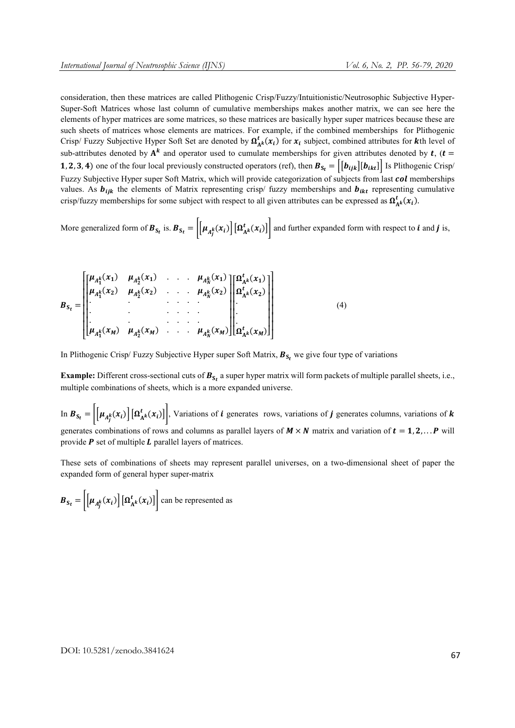consideration, then these matrices are called Plithogenic Crisp/Fuzzy/Intuitionistic/Neutrosophic Subjective Hyper-Super-Soft Matrices whose last column of cumulative memberships makes another matrix, we can see here the elements of hyper matrices are some matrices, so these matrices are basically hyper super matrices because these are such sheets of matrices whose elements are matrices. For example, if the combined memberships for Plithogenic Crisp/ Fuzzy Subjective Hyper Soft Set are denoted by $\boldsymbol{\Omega}^{t}_{\mathbf{A}^{k}}(\boldsymbol{x_i})$ for $\boldsymbol{x_i}$ subject, combined attributes for $\boldsymbol{k}$th level of sub-attributes denoted by $\mathbf{A}^{\boldsymbol{k}}$ and operator used to cumulate memberships for given attributes denoted by $\boldsymbol{t}$, ($\boldsymbol{t} = \mathbf{1}, \mathbf{2}, \mathbf{3}, \mathbf{4}$) one of the four local previously constructed operators (ref), then $\boldsymbol{B}_{\mathbf{S}_t} = \left[ [\boldsymbol{b_{ijk}}][\boldsymbol{b_{ikt}}] \right]$ Is Plithogenic Crisp/ Fuzzy Subjective Hyper super Soft Matrix, which will provide categorization of subjects from last $\boldsymbol{col}$ memberships values. As $\boldsymbol{b_{ijk}}$ the elements of Matrix representing crisp/ fuzzy memberships and $\boldsymbol{b_{ikt}}$ representing cumulative crisp/fuzzy memberships for some subject with respect to all given attributes can be expressed as $\boldsymbol{\Omega}^{t}_{\mathbf{A}^{k}}(\boldsymbol{x_i})$.

More generalized form of $\boldsymbol{B}_{\mathbf{S}_t}$ is. $\boldsymbol{B}_{\mathbf{S}_t} = \left[ \left[ \boldsymbol{\mu}_{A_j^k}(\boldsymbol{x_i}) \right] \left[ \boldsymbol{\Omega}^{t}_{\mathbf{A}^{k}}(\boldsymbol{x_i}) \right] \right]$ and further expanded form with respect to $\boldsymbol{i}$ and $\boldsymbol{j}$ is,

$$
\boldsymbol{B}_{\mathbf{S}_t} = \begin{bmatrix} \begin{bmatrix} \mu_{A_1^k}(x_1) & \mu_{A_2^k}(x_1) & \cdot & \cdot & \cdot & \mu_{A_N^k}(x_1) \\ \mu_{A_1^k}(x_2) & \mu_{A_2^k}(x_2) & \cdot & \cdot & \cdot & \mu_{A_N^k}(x_2) \\ \cdot & \cdot & \cdot & \cdot & \cdot & \cdot \\ \cdot & \cdot & \cdot & \cdot & \cdot & \cdot \\ \cdot & \cdot & \cdot & \cdot & \cdot & \cdot \\ \mu_{A_1^k}(x_M) & \mu_{A_2^k}(x_M) & \cdot & \cdot & \cdot & \mu_{A_N^k}(x_M) \end{bmatrix} \begin{bmatrix} \Omega^{t}_{\mathbf{A}^k}(x_1) \\ \Omega^{t}_{\mathbf{A}^k}(x_2) \\ \cdot \\ \cdot \\ \cdot \\ \Omega^{t}_{\mathbf{A}^k}(x_M) \end{bmatrix} \end{bmatrix} \tag{4}
$$

In Plithogenic Crisp/ Fuzzy Subjective Hyper super Soft Matrix, $\boldsymbol{B}_{\mathbf{S}_t}$ we give four type of variations

**Example:** Different cross-sectional cuts of $\boldsymbol{B}_{\mathbf{S}_t}$ a super hyper matrix will form packets of multiple parallel sheets, i.e., multiple combinations of sheets, which is a more expanded universe.

In $\boldsymbol{B}_{\mathbf{S}_t} = \left[ \left[ \boldsymbol{\mu}_{A_j^k}(\boldsymbol{x_i}) \right] \left[ \boldsymbol{\Omega}^{t}_{\mathbf{A}^{k}}(\boldsymbol{x_i}) \right] \right]$, Variations of $\boldsymbol{i}$ generates rows, variations of $\boldsymbol{j}$ generates columns, variations of $\boldsymbol{k}$ generates combinations of rows and columns as parallel layers of $\boldsymbol{M} \times \boldsymbol{N}$ matrix and variation of $\boldsymbol{t} = \mathbf{1}, \mathbf{2}, \ldots \boldsymbol{P}$ will provide $\boldsymbol{P}$ set of multiple $\boldsymbol{L}$ parallel layers of matrices.

These sets of combinations of sheets may represent parallel universes, on a two-dimensional sheet of paper the expanded form of general hyper super-matrix

$\boldsymbol{B}_{\mathbf{S}_t} = \left[ \left[ \boldsymbol{\mu}_{A_j^k}(\boldsymbol{x_i}) \right] \left[ \boldsymbol{\Omega}^{t}_{\mathbf{A}^{k}}(\boldsymbol{x_i}) \right] \right]$ can be represented as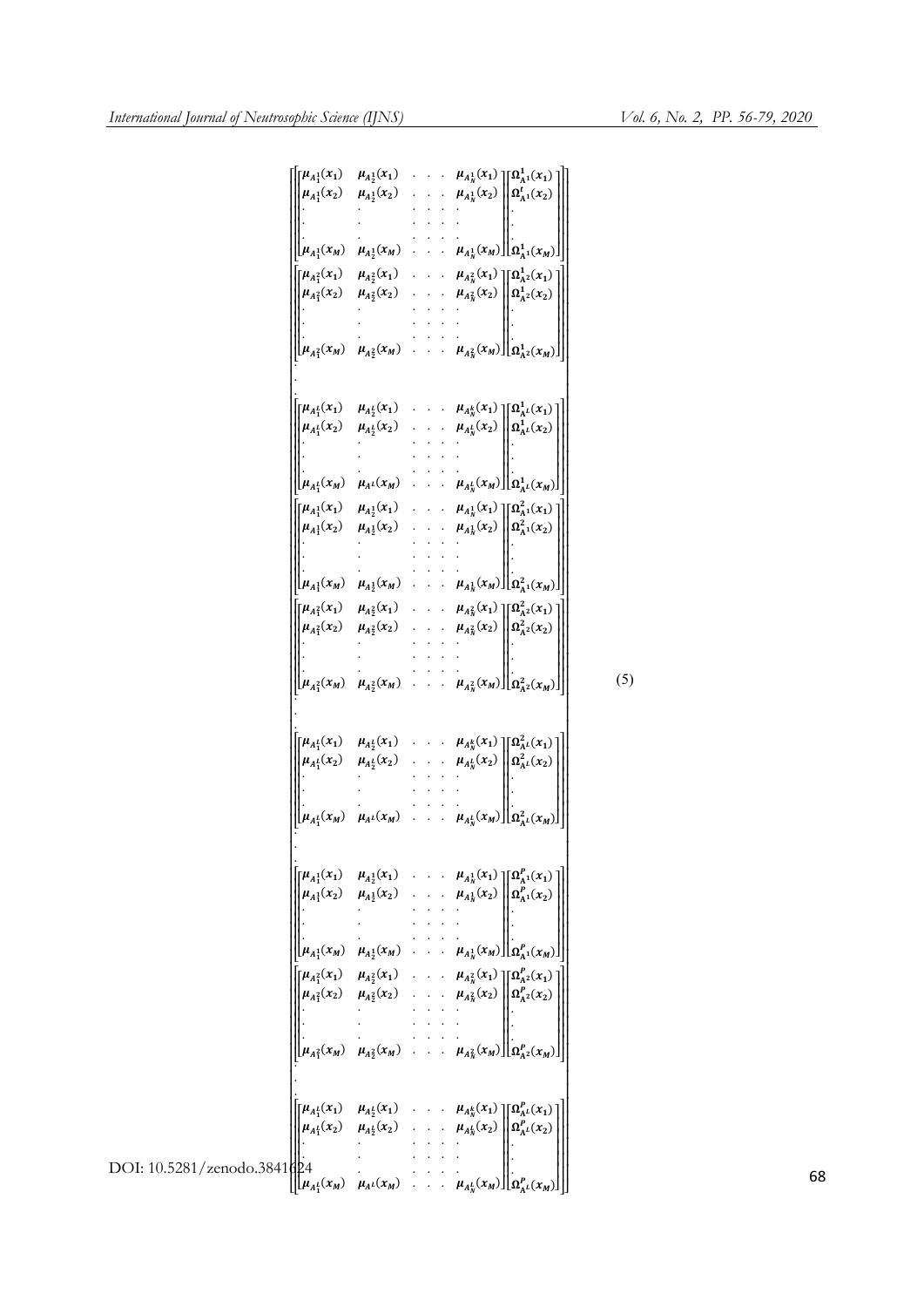$$
\begin{bmatrix}
\begin{bmatrix} \mu_{A_1^1}(x_1) & \mu_{A_2^1}(x_1) & \cdots & \mu_{A_N^1}(x_1) \\ \mu_{A_1^1}(x_2) & \mu_{A_2^1}(x_2) & \cdots & \mu_{A_N^1}(x_2) \\ \vdots & \vdots & \ddots & \vdots \\ \mu_{A_1^1}(x_M) & \mu_{A_2^1}(x_M) & \cdots & \mu_{A_N^1}(x_M) \end{bmatrix} \begin{bmatrix} \Omega_{A^1}^1(x_1) \\ \Omega_{A^1}^t(x_2) \\ \vdots \\ \Omega_{A^1}^1(x_M) \end{bmatrix} \\
\begin{bmatrix} \mu_{A_1^2}(x_1) & \mu_{A_2^2}(x_1) & \cdots & \mu_{A_N^2}(x_1) \\ \mu_{A_1^2}(x_2) & \mu_{A_2^2}(x_2) & \cdots & \mu_{A_N^2}(x_2) \\ \vdots & \vdots & \ddots & \vdots \\ \mu_{A_1^2}(x_M) & \mu_{A_2^2}(x_M) & \cdots & \mu_{A_N^2}(x_M) \end{bmatrix} \begin{bmatrix} \Omega_{A^2}^1(x_1) \\ \Omega_{A^2}^1(x_2) \\ \vdots \\ \Omega_{A^2}^1(x_M) \end{bmatrix} \\
\vdots \\
\begin{bmatrix} \mu_{A_1^L}(x_1) & \mu_{A_2^L}(x_1) & \cdots & \mu_{A_N^k}(x_1) \\ \mu_{A_1^L}(x_2) & \mu_{A_2^L}(x_2) & \cdots & \mu_{A_N^L}(x_2) \\ \vdots & \vdots & \ddots & \vdots \\ \mu_{A_1^L}(x_M) & \mu_{A^L}(x_M) & \cdots & \mu_{A_N^L}(x_M) \end{bmatrix} \begin{bmatrix} \Omega_{A^L}^1(x_1) \\ \Omega_{A^L}^1(x_2) \\ \vdots \\ \Omega_{A^L}^1(x_M) \end{bmatrix} \\
\begin{bmatrix} \mu_{A_1^1}(x_1) & \mu_{A_2^1}(x_1) & \cdots & \mu_{A_N^1}(x_1) \\ \mu_{A_1^1}(x_2) & \mu_{A_2^1}(x_2) & \cdots & \mu_{A_N^1}(x_2) \\ \vdots & \vdots & \ddots & \vdots \\ \mu_{A_1^1}(x_M) & \mu_{A_2^1}(x_M) & \cdots & \mu_{A_N^1}(x_M) \end{bmatrix} \begin{bmatrix} \Omega_{A^1}^2(x_1) \\ \Omega_{A^1}^2(x_2) \\ \vdots \\ \Omega_{A^1}^2(x_M) \end{bmatrix} \\
\begin{bmatrix} \mu_{A_1^2}(x_1) & \mu_{A_2^2}(x_1) & \cdots & \mu_{A_N^2}(x_1) \\ \mu_{A_1^2}(x_2) & \mu_{A_2^2}(x_2) & \cdots & \mu_{A_N^2}(x_2) \\ \vdots & \vdots & \ddots & \vdots \\ \mu_{A_1^2}(x_M) & \mu_{A_2^2}(x_M) & \cdots & \mu_{A_N^2}(x_M) \end{bmatrix} \begin{bmatrix} \Omega_{A^2}^2(x_1) \\ \Omega_{A^2}^2(x_2) \\ \vdots \\ \Omega_{A^2}^2(x_M) \end{bmatrix} \\
\vdots \\
\begin{bmatrix} \mu_{A_1^L}(x_1) & \mu_{A_2^L}(x_1) & \cdots & \mu_{A_N^k}(x_1) \\ \mu_{A_1^L}(x_2) & \mu_{A_2^L}(x_2) & \cdots & \mu_{A_N^L}(x_2) \\ \vdots & \vdots & \ddots & \vdots \\ \mu_{A_1^L}(x_M) & \mu_{A^L}(x_M) & \cdots & \mu_{A_N^L}(x_M) \end{bmatrix} \begin{bmatrix} \Omega_{A^L}^2(x_1) \\ \Omega_{A^L}^2(x_2) \\ \vdots \\ \Omega_{A^L}^2(x_M) \end{bmatrix} \\
\vdots \\
\begin{bmatrix} \mu_{A_1^1}(x_1) & \mu_{A_2^1}(x_1) & \cdots & \mu_{A_N^1}(x_1) \\ \mu_{A_1^1}(x_2) & \mu_{A_2^1}(x_2) & \cdots & \mu_{A_N^1}(x_2) \\ \vdots & \vdots & \ddots & \vdots \\ \mu_{A_1^1}(x_M) & \mu_{A_2^1}(x_M) & \cdots & \mu_{A_N^1}(x_M) \end{bmatrix} \begin{bmatrix} \Omega_{A^1}^P(x_1) \\ \Omega_{A^1}^P(x_2) \\ \vdots \\ \Omega_{A^1}^P(x_M) \end{bmatrix} \\
\begin{bmatrix} \mu_{A_1^2}(x_1) & \mu_{A_2^2}(x_1) & \cdots & \mu_{A_N^2}(x_1) \\ \mu_{A_1^2}(x_2) & \mu_{A_2^2}(x_2) & \cdots & \mu_{A_N^2}(x_2) \\ \vdots & \vdots & \ddots & \vdots \\ \mu_{A_1^2}(x_M) & \mu_{A_2^2}(x_M) & \cdots & \mu_{A_N^2}(x_M) \end{bmatrix} \begin{bmatrix} \Omega_{A^2}^P(x_1) \\ \Omega_{A^2}^P(x_2) \\ \vdots \\ \Omega_{A^2}^P(x_M) \end{bmatrix} \\
\vdots \\
\begin{bmatrix} \mu_{A_1^L}(x_1) & \mu_{A_2^L}(x_1) & \cdots & \mu_{A_N^k}(x_1) \\ \mu_{A_1^L}(x_2) & \mu_{A_2^L}(x_2) & \cdots & \mu_{A_N^L}(x_2) \\ \vdots & \vdots & \ddots & \vdots \\ \mu_{A_1^L}(x_M) & \mu_{A^L}(x_M) & \cdots & \mu_{A_N^L}(x_M) \end{bmatrix} \begin{bmatrix} \Omega_{A^L}^P(x_1) \\ \Omega_{A^L}^P(x_2) \\ \vdots \\ \Omega_{A^L}^P(x_M) \end{bmatrix}
\end{bmatrix}
\tag{5}
$$

DOI: 10.5281/zenodo.3841624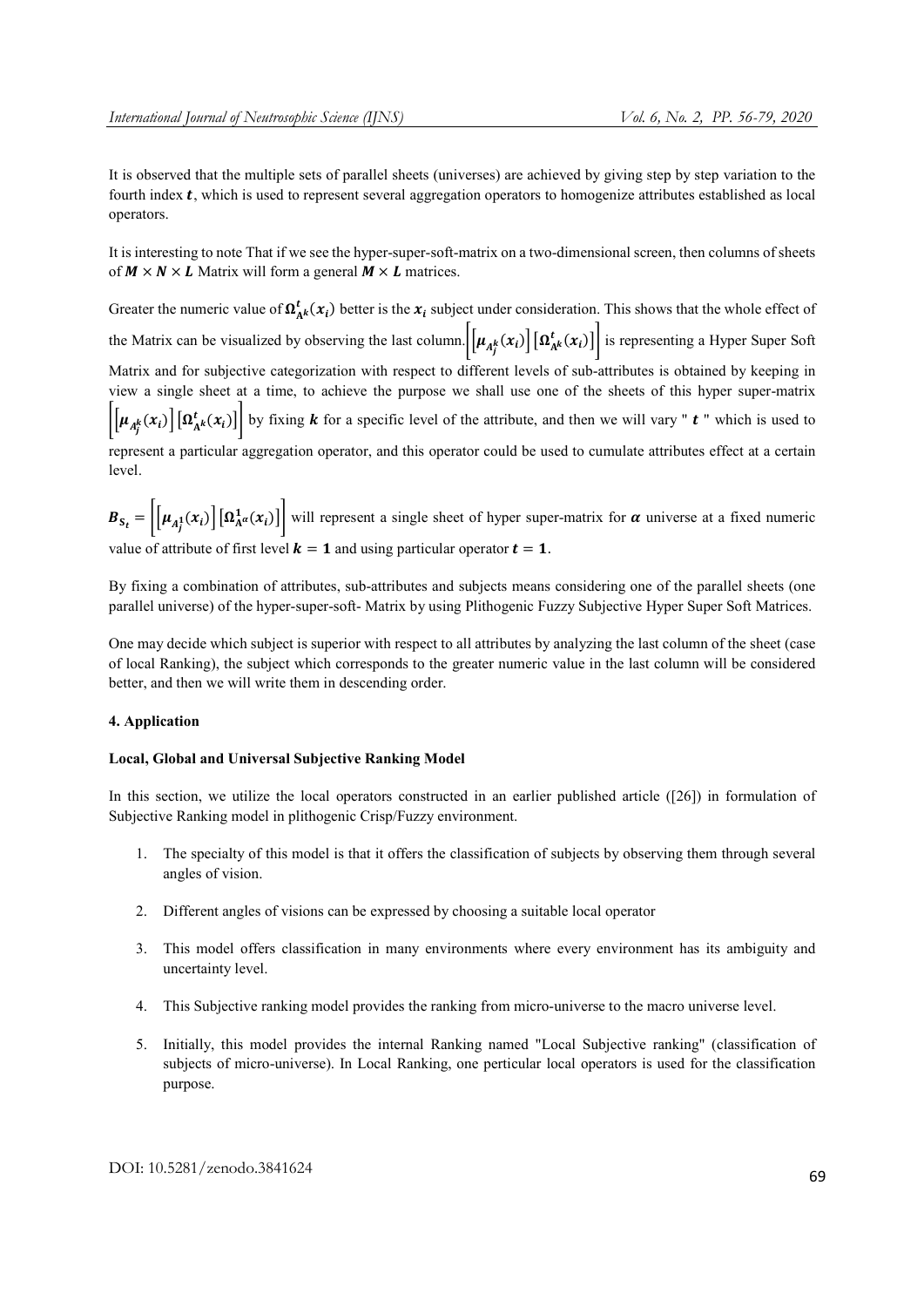It is observed that the multiple sets of parallel sheets (universes) are achieved by giving step by step variation to the fourth index $\boldsymbol{t}$, which is used to represent several aggregation operators to homogenize attributes established as local operators.

It is interesting to note That if we see the hyper-super-soft-matrix on a two-dimensional screen, then columns of sheets of $\boldsymbol{M} \times \boldsymbol{N} \times \boldsymbol{L}$ Matrix will form a general $\boldsymbol{M} \times \boldsymbol{L}$ matrices.

Greater the numeric value of $\boldsymbol{\Omega}^{t}_{\boldsymbol{\Lambda}^k}(\boldsymbol{x_i})$ better is the $\boldsymbol{x_i}$ subject under consideration. This shows that the whole effect of the Matrix can be visualized by observing the last column. $\left[\left[\boldsymbol{\mu}_{A_j^k}(\boldsymbol{x_i})\right]\left[\boldsymbol{\Omega}^{t}_{\boldsymbol{\Lambda}^k}(\boldsymbol{x_i})\right]\right]$ is representing a Hyper Super Soft Matrix and for subjective categorization with respect to different levels of sub-attributes is obtained by keeping in view a single sheet at a time, to achieve the purpose we shall use one of the sheets of this hyper super-matrix $\left[\left[\boldsymbol{\mu}_{A_j^k}(\boldsymbol{x_i})\right]\left[\boldsymbol{\Omega}^{t}_{\boldsymbol{\Lambda}^k}(\boldsymbol{x_i})\right]\right]$ by fixing $\boldsymbol{k}$ for a specific level of the attribute, and then we will vary " $\boldsymbol{t}$ " which is used to represent a particular aggregation operator, and this operator could be used to cumulate attributes effect at a certain level.

$\boldsymbol{B}_{\boldsymbol{S}_t} = \left[\left[\boldsymbol{\mu}_{A_j^1}(\boldsymbol{x_i})\right]\left[\boldsymbol{\Omega}^{1}_{\boldsymbol{\Lambda}^{\alpha}}(\boldsymbol{x_i})\right]\right]$ will represent a single sheet of hyper super-matrix for $\boldsymbol{\alpha}$ universe at a fixed numeric value of attribute of first level $\boldsymbol{k = 1}$ and using particular operator $\boldsymbol{t = 1}$.

By fixing a combination of attributes, sub-attributes and subjects means considering one of the parallel sheets (one parallel universe) of the hyper-super-soft- Matrix by using Plithogenic Fuzzy Subjective Hyper Super Soft Matrices.

One may decide which subject is superior with respect to all attributes by analyzing the last column of the sheet (case of local Ranking), the subject which corresponds to the greater numeric value in the last column will be considered better, and then we will write them in descending order.

## 4. Application

### Local, Global and Universal Subjective Ranking Model

In this section, we utilize the local operators constructed in an earlier published article ([26]) in formulation of Subjective Ranking model in plithogenic Crisp/Fuzzy environment.

1. The specialty of this model is that it offers the classification of subjects by observing them through several angles of vision.
2. Different angles of visions can be expressed by choosing a suitable local operator
3. This model offers classification in many environments where every environment has its ambiguity and uncertainty level.
4. This Subjective ranking model provides the ranking from micro-universe to the macro universe level.
5. Initially, this model provides the internal Ranking named "Local Subjective ranking" (classification of subjects of micro-universe). In Local Ranking, one perticular local operators is used for the classification purpose.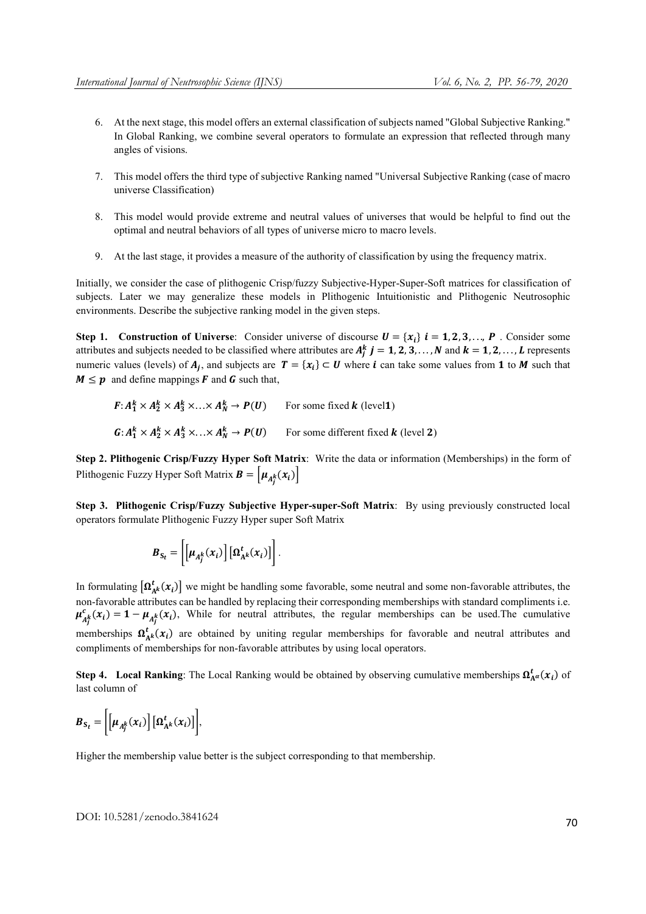6. At the next stage, this model offers an external classification of subjects named "Global Subjective Ranking." In Global Ranking, we combine several operators to formulate an expression that reflected through many angles of visions.

7. This model offers the third type of subjective Ranking named "Universal Subjective Ranking (case of macro universe Classification)

8. This model would provide extreme and neutral values of universes that would be helpful to find out the optimal and neutral behaviors of all types of universe micro to macro levels.

9. At the last stage, it provides a measure of the authority of classification by using the frequency matrix.

Initially, we consider the case of plithogenic Crisp/fuzzy Subjective-Hyper-Super-Soft matrices for classification of subjects. Later we may generalize these models in Plithogenic Intuitionistic and Plithogenic Neutrosophic environments. Describe the subjective ranking model in the given steps.

**Step 1. Construction of Universe**: Consider universe of discourse $\boldsymbol{U} = \{x_i\}$ $i = 1, 2, 3, \ldots, P$ . Consider some attributes and subjects needed to be classified where attributes are $A_j^k$ $j = 1, 2, 3, \ldots, N$ and $k = 1, 2, \ldots, L$ represents numeric values (levels) of $A_j$, and subjects are $T = \{x_i\} \subset U$ where $i$ can take some values from $1$ to $M$ such that $M \leq p$ and define mappings $F$ and $G$ such that,

$F: A_1^k \times A_2^k \times A_3^k \times \ldots \times A_N^k \rightarrow P(U)$ For some fixed $k$ (level$1$)

$G: A_1^k \times A_2^k \times A_3^k \times \ldots \times A_N^k \rightarrow P(U)$ For some different fixed $k$ (level $2$)

**Step 2. Plithogenic Crisp/Fuzzy Hyper Soft Matrix**: Write the data or information (Memberships) in the form of Plithogenic Fuzzy Hyper Soft Matrix $\boldsymbol{B} = \left[\mu_{A_j^k}(x_i)\right]$

**Step 3. Plithogenic Crisp/Fuzzy Subjective Hyper-super-Soft Matrix**: By using previously constructed local operators formulate Plithogenic Fuzzy Hyper super Soft Matrix

$$\boldsymbol{B}_{S_t} = \left[\left[\mu_{A_j^k}(x_i)\right]\left[\Omega_{A^k}^t(x_i)\right]\right].$$

In formulating $\left[\Omega_{A^k}^t(x_i)\right]$ we might be handling some favorable, some neutral and some non-favorable attributes, the non-favorable attributes can be handled by replacing their corresponding memberships with standard compliments i.e. $\mu_{A_j^k}^c(x_i) = 1 - \mu_{A_j^k}(x_i)$, While for neutral attributes, the regular memberships can be used.The cumulative memberships $\Omega_{A^k}^t(x_i)$ are obtained by uniting regular memberships for favorable and neutral attributes and compliments of memberships for non-favorable attributes by using local operators.

**Step 4. Local Ranking**: The Local Ranking would be obtained by observing cumulative memberships $\Omega_{A^\alpha}^t(x_i)$ of last column of

$$\boldsymbol{B}_{S_t} = \left[\left[\mu_{A_j^k}(x_i)\right]\left[\Omega_{A^k}^t(x_i)\right]\right],$$

Higher the membership value better is the subject corresponding to that membership.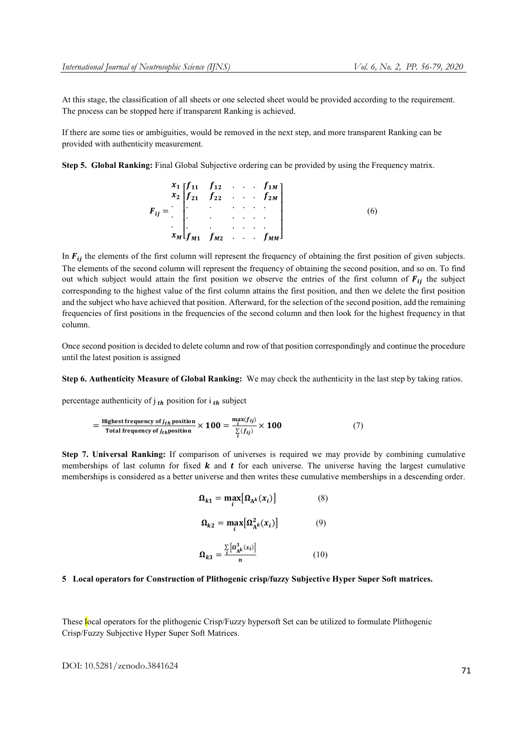At this stage, the classification of all sheets or one selected sheet would be provided according to the requirement. The process can be stopped here if transparent Ranking is achieved.

If there are some ties or ambiguities, would be removed in the next step, and more transparent Ranking can be provided with authenticity measurement.

**Step 5. Global Ranking:** Final Global Subjective ordering can be provided by using the Frequency matrix.

$$F_{ij} = \begin{array}{c} x_1 \\ x_2 \\ \cdot \\ \cdot \\ \cdot \\ x_M \end{array} \begin{bmatrix} f_{11} & f_{12} & \cdot & \cdot & \cdot & f_{1M} \\ f_{21} & f_{22} & \cdot & \cdot & \cdot & f_{2M} \\ \cdot & \cdot & \cdot & \cdot & \cdot & \cdot \\ \cdot & \cdot & \cdot & \cdot & \cdot & \cdot \\ \cdot & \cdot & \cdot & \cdot & \cdot & \cdot \\ f_{M1} & f_{M2} & \cdot & \cdot & \cdot & f_{MM} \end{bmatrix} \tag{6}$$

In $F_{ij}$ the elements of the first column will represent the frequency of obtaining the first position of given subjects. The elements of the second column will represent the frequency of obtaining the second position, and so on. To find out which subject would attain the first position we observe the entries of the first column of $F_{ij}$ the subject corresponding to the highest value of the first column attains the first position, and then we delete the first position and the subject who have achieved that position. Afterward, for the selection of the second position, add the remaining frequencies of first positions in the frequencies of the second column and then look for the highest frequency in that column.

Once second position is decided to delete column and row of that position correspondingly and continue the procedure until the latest position is assigned

**Step 6. Authenticity Measure of Global Ranking:** We may check the authenticity in the last step by taking ratios.

percentage authenticity of j $_{th}$ position for i $_{th}$ subject

$$= \frac{\textbf{Highest frequency of } j_{th} \textbf{ position}}{\textbf{Total frequency of } j_{th} \textbf{position}} \times 100 = \frac{\max_i(f_{ij})}{\sum_i(f_{ij})} \times 100 \tag{7}$$

**Step 7. Universal Ranking:** If comparison of universes is required we may provide by combining cumulative memberships of last column for fixed $k$ and $t$ for each universe. The universe having the largest cumulative memberships is considered as a better universe and then writes these cumulative memberships in a descending order.

$$\Omega_{k1} = \max_i\left[\Omega_{A^k}(x_i)\right] \tag{8}$$

$$\Omega_{k2} = \max_i\left[\Omega^2_{A^k}(x_i)\right] \tag{9}$$

$$\Omega_{k3} = \frac{\sum_i\left[\Omega^3_{A^k}(x_i)\right]}{n} \tag{10}$$

## 5 Local operators for Construction of Plithogenic crisp/fuzzy Subjective Hyper Super Soft matrices.

These local operators for the plithogenic Crisp/Fuzzy hypersoft Set can be utilized to formulate Plithogenic Crisp/Fuzzy Subjective Hyper Super Soft Matrices.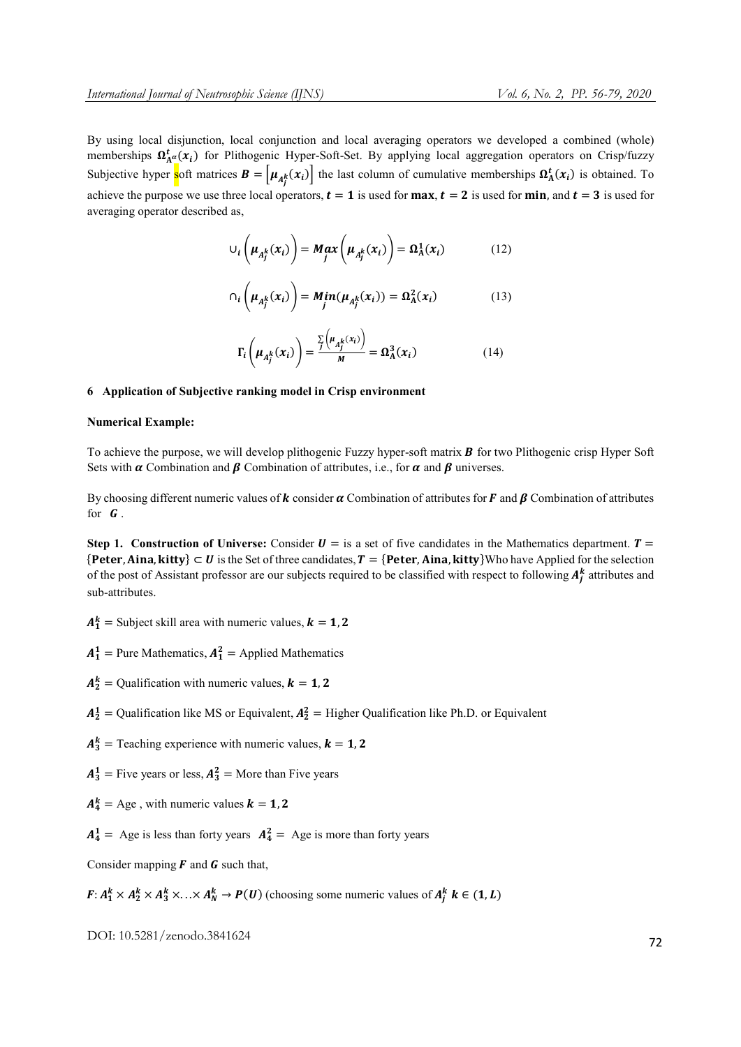By using local disjunction, local conjunction and local averaging operators we developed a combined (whole) memberships $\boldsymbol{\Omega}_{\mathbf{A}^{\alpha}}^{t}(\boldsymbol{x}_i)$ for Plithogenic Hyper-Soft-Set. By applying local aggregation operators on Crisp/fuzzy Subjective hyper soft matrices $\boldsymbol{B} = \left[\boldsymbol{\mu}_{A_j^k}(\boldsymbol{x}_i)\right]$ the last column of cumulative memberships $\boldsymbol{\Omega}_{\mathbf{A}}^{t}(\boldsymbol{x}_i)$ is obtained. To achieve the purpose we use three local operators, $\boldsymbol{t} = \mathbf{1}$ is used for **max**, $\boldsymbol{t} = \mathbf{2}$ is used for **min**, and $\boldsymbol{t} = \mathbf{3}$ is used for averaging operator described as,

$$\cup_i \left(\boldsymbol{\mu}_{A_j^k}(\boldsymbol{x}_i)\right) = \underset{j}{\boldsymbol{Max}}\left(\boldsymbol{\mu}_{A_j^k}(\boldsymbol{x}_i)\right) = \boldsymbol{\Omega}_{\mathbf{A}}^{\mathbf{1}}(\boldsymbol{x}_i) \tag{12}$$

$$\cap_i \left(\boldsymbol{\mu}_{A_j^k}(\boldsymbol{x}_i)\right) = \underset{j}{\boldsymbol{Min}}(\boldsymbol{\mu}_{A_j^k}(\boldsymbol{x}_i)) = \boldsymbol{\Omega}_{\mathbf{A}}^{\mathbf{2}}(\boldsymbol{x}_i) \tag{13}$$

$$\boldsymbol{\Gamma}_i \left(\boldsymbol{\mu}_{A_j^k}(\boldsymbol{x}_i)\right) = \frac{\sum_j \left(\boldsymbol{\mu}_{A_j^k}(\boldsymbol{x}_i)\right)}{\boldsymbol{M}} = \boldsymbol{\Omega}_{\mathbf{A}}^{\mathbf{3}}(\boldsymbol{x}_i) \tag{14}$$

## 6 Application of Subjective ranking model in Crisp environment

**Numerical Example:**

To achieve the purpose, we will develop plithogenic Fuzzy hyper-soft matrix $\boldsymbol{B}$ for two Plithogenic crisp Hyper Soft Sets with $\boldsymbol{\alpha}$ Combination and $\boldsymbol{\beta}$ Combination of attributes, i.e., for $\boldsymbol{\alpha}$ and $\boldsymbol{\beta}$ universes.

By choosing different numeric values of $\boldsymbol{k}$ consider $\boldsymbol{\alpha}$ Combination of attributes for $\boldsymbol{F}$ and $\boldsymbol{\beta}$ Combination of attributes for $\boldsymbol{G}$ .

**Step 1. Construction of Universe:** Consider $\boldsymbol{U} =$ is a set of five candidates in the Mathematics department. $\boldsymbol{T} = \{\mathbf{Peter}, \mathbf{Aina}, \mathbf{kitty}\} \subset \boldsymbol{U}$ is the Set of three candidates, $\boldsymbol{T} = \{\mathbf{Peter}, \mathbf{Aina}, \mathbf{kitty}\}$Who have Applied for the selection of the post of Assistant professor are our subjects required to be classified with respect to following $\boldsymbol{A}_{\boldsymbol{j}}^{\boldsymbol{k}}$ attributes and sub-attributes.

$\boldsymbol{A}_{\mathbf{1}}^{\boldsymbol{k}} =$ Subject skill area with numeric values, $\boldsymbol{k} = \mathbf{1}, \mathbf{2}$

$\boldsymbol{A}_{\mathbf{1}}^{\mathbf{1}} =$ Pure Mathematics, $\boldsymbol{A}_{\mathbf{1}}^{\mathbf{2}} =$ Applied Mathematics

$\boldsymbol{A}_{\mathbf{2}}^{\boldsymbol{k}} =$ Qualification with numeric values, $\boldsymbol{k} = \mathbf{1}, \mathbf{2}$

$\boldsymbol{A}_{\mathbf{2}}^{\mathbf{1}} =$ Qualification like MS or Equivalent, $\boldsymbol{A}_{\mathbf{2}}^{\mathbf{2}} =$ Higher Qualification like Ph.D. or Equivalent

$\boldsymbol{A}_{\mathbf{3}}^{\boldsymbol{k}} =$ Teaching experience with numeric values, $\boldsymbol{k} = \mathbf{1}, \mathbf{2}$

$\boldsymbol{A}_{\mathbf{3}}^{\mathbf{1}} =$ Five years or less, $\boldsymbol{A}_{\mathbf{3}}^{\mathbf{2}} =$ More than Five years

$\boldsymbol{A}_{\mathbf{4}}^{\boldsymbol{k}} =$ Age , with numeric values $\boldsymbol{k} = \mathbf{1}, \mathbf{2}$

$\boldsymbol{A}_{\mathbf{4}}^{\mathbf{1}} =$ Age is less than forty years $\boldsymbol{A}_{\mathbf{4}}^{\mathbf{2}} =$ Age is more than forty years

Consider mapping $\boldsymbol{F}$ and $\boldsymbol{G}$ such that,

$\boldsymbol{F}: \boldsymbol{A}_{\mathbf{1}}^{\boldsymbol{k}} \times \boldsymbol{A}_{\mathbf{2}}^{\boldsymbol{k}} \times \boldsymbol{A}_{\mathbf{3}}^{\boldsymbol{k}} \times \ldots \times \boldsymbol{A}_{\boldsymbol{N}}^{\boldsymbol{k}} \rightarrow \boldsymbol{P}(\boldsymbol{U})$ (choosing some numeric values of $\boldsymbol{A}_{\boldsymbol{j}}^{\boldsymbol{k}}$ $\boldsymbol{k} \in (\mathbf{1}, \boldsymbol{L})$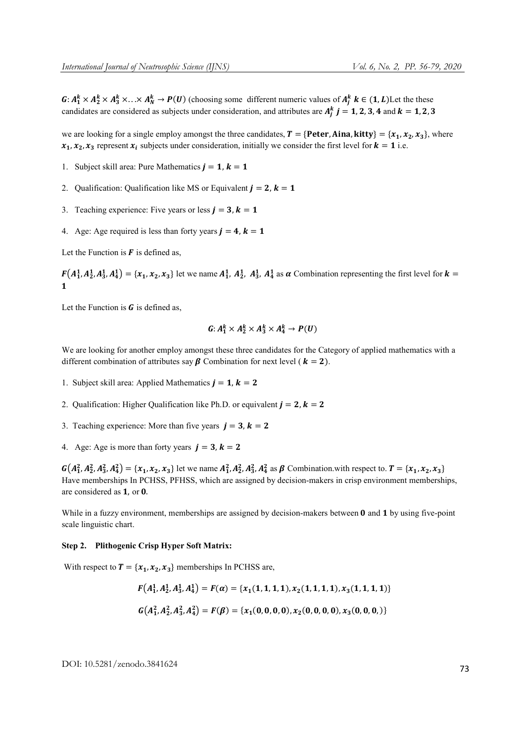$G: A_1^k \times A_2^k \times A_3^k \times \ldots \times A_N^k \rightarrow P(U)$ (choosing some different numeric values of $A_j^k$ $k \in (1, L)$Let the these candidates are considered as subjects under consideration, and attributes are $A_j^k$ $j = 1, 2, 3, 4$ and $k = 1, 2, 3$

we are looking for a single employ amongst the three candidates, $T = \{\textbf{Peter}, \textbf{Aina}, \textbf{kitty}\} = \{x_1, x_2, x_3\}$, where $x_1, x_2, x_3$ represent $x_i$ subjects under consideration, initially we consider the first level for $k = 1$ i.e.

1. Subject skill area: Pure Mathematics $j = 1, k = 1$
2. Qualification: Qualification like MS or Equivalent $j = 2, k = 1$
3. Teaching experience: Five years or less $j = 3, k = 1$
4. Age: Age required is less than forty years $j = 4, k = 1$

Let the Function is $F$ is defined as,

$F(A_1^1, A_2^1, A_3^1, A_4^1) = \{x_1, x_2, x_3\}$ let we name $A_1^1$, $A_2^1$, $A_3^1$, $A_4^1$ as $\alpha$ Combination representing the first level for $k = 1$

Let the Function is $G$ is defined as,

$$G: A_1^k \times A_2^k \times A_3^k \times A_4^k \rightarrow P(U)$$

We are looking for another employ amongst these three candidates for the Category of applied mathematics with a different combination of attributes say $\beta$ Combination for next level ( $k = 2$).

1. Subject skill area: Applied Mathematics $j = 1, k = 2$
2. Qualification: Higher Qualification like Ph.D. or equivalent $j = 2, k = 2$
3. Teaching experience: More than five years $j = 3, k = 2$
4. Age: Age is more than forty years $j = 3, k = 2$

$G(A_1^2, A_2^2, A_3^2, A_4^2) = \{x_1, x_2, x_3\}$ let we name $A_1^2, A_2^2, A_3^2, A_4^2$ as $\beta$ Combination.with respect to. $T = \{x_1, x_2, x_3\}$ Have memberships In PCHSS, PFHSS, which are assigned by decision-makers in crisp environment memberships, are considered as $1$, or $0$.

While in a fuzzy environment, memberships are assigned by decision-makers between $0$ and $1$ by using five-point scale linguistic chart.

**Step 2. Plithogenic Crisp Hyper Soft Matrix:**

With respect to $T = \{x_1, x_2, x_3\}$ memberships In PCHSS are,

$$F(A_1^1, A_2^1, A_3^1, A_4^1) = F(\alpha) = \{x_1(1, 1, 1, 1), x_2(1, 1, 1, 1), x_3(1, 1, 1, 1)\}$$

$$G(A_1^2, A_2^2, A_3^2, A_4^2) = F(\beta) = \{x_1(0, 0, 0, 0), x_2(0, 0, 0, 0), x_3(0, 0, 0, )\}$$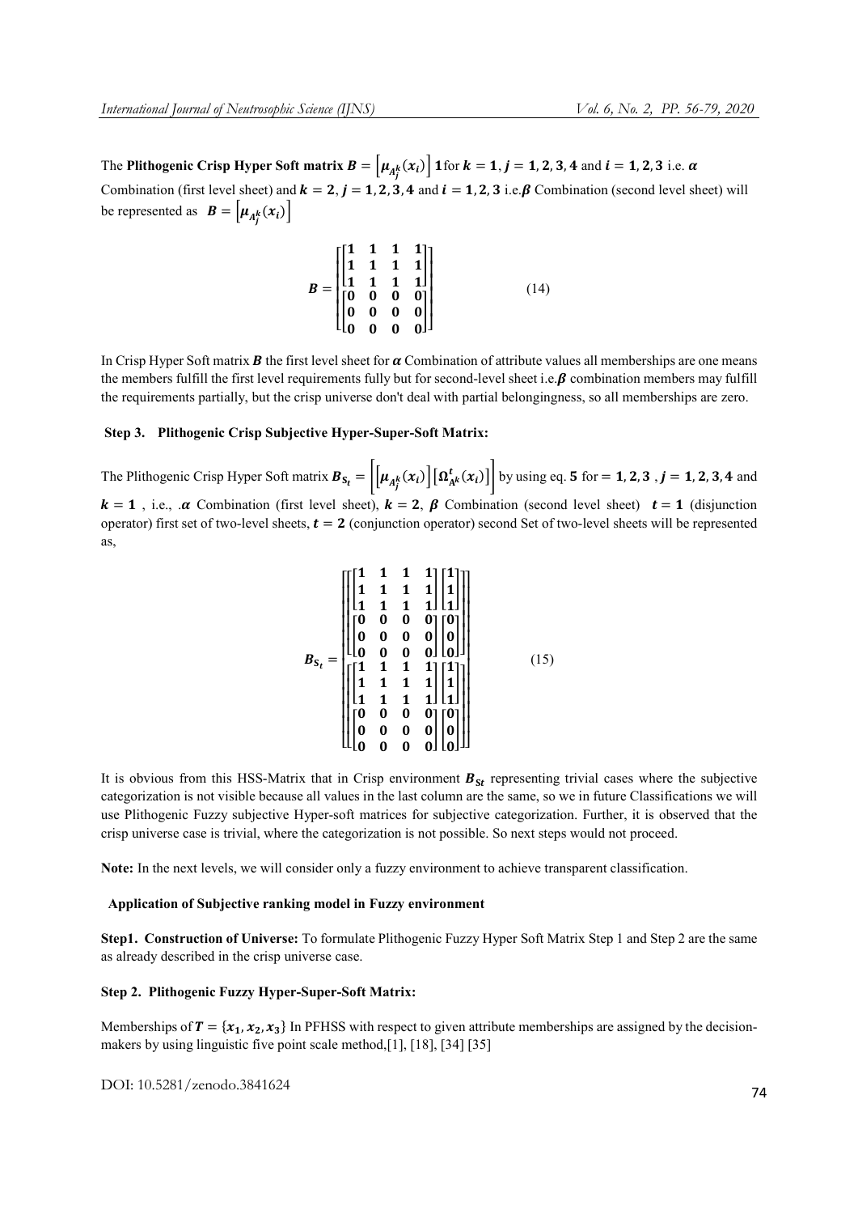The **Plithogenic Crisp Hyper Soft matrix** $B = \left[\mu_{A_j^k}(x_i)\right]$ **1**for $k = 1, j = 1,2,3,4$ and $i = 1,2,3$ i.e. $\alpha$ Combination (first level sheet) and $k = 2, j = 1,2,3,4$ and $i = 1,2,3$ i.e.$\beta$ Combination (second level sheet) will be represented as $B = \left[\mu_{A_j^k}(x_i)\right]$

$$
B = \begin{bmatrix} \begin{bmatrix} 1 & 1 & 1 & 1 \\ 1 & 1 & 1 & 1 \\ 1 & 1 & 1 & 1 \end{bmatrix} \\ \begin{bmatrix} 0 & 0 & 0 & 0 \\ 0 & 0 & 0 & 0 \\ 0 & 0 & 0 & 0 \end{bmatrix} \end{bmatrix} \tag{14}
$$

In Crisp Hyper Soft matrix $B$ the first level sheet for $\alpha$ Combination of attribute values all memberships are one means the members fulfill the first level requirements fully but for second-level sheet i.e.$\beta$ combination members may fulfill the requirements partially, but the crisp universe don't deal with partial belongingness, so all memberships are zero.

### Step 3. Plithogenic Crisp Subjective Hyper-Super-Soft Matrix:

The Plithogenic Crisp Hyper Soft matrix $B_{S_t} = \left[\left[\mu_{A_j^k}(x_i)\right]\left[\Omega_{A^k}^t(x_i)\right]\right]$ by using eq. **5** for $= 1,2,3$ , $j = 1,2,3,4$ and $k = 1$ , i.e., .$\alpha$ Combination (first level sheet), $k = 2$, $\beta$ Combination (second level sheet) $t = 1$ (disjunction operator) first set of two-level sheets, $t = 2$ (conjunction operator) second Set of two-level sheets will be represented as,

$$
B_{S_t} = \begin{bmatrix} \begin{bmatrix} \begin{bmatrix} 1 & 1 & 1 & 1 \\ 1 & 1 & 1 & 1 \\ 1 & 1 & 1 & 1 \end{bmatrix} \begin{bmatrix} 1 \\ 1 \\ 1 \end{bmatrix} \\ \begin{bmatrix} 0 & 0 & 0 & 0 \\ 0 & 0 & 0 & 0 \\ 0 & 0 & 0 & 0 \end{bmatrix} \begin{bmatrix} 0 \\ 0 \\ 0 \end{bmatrix} \end{bmatrix} \\ \begin{bmatrix} \begin{bmatrix} 1 & 1 & 1 & 1 \\ 1 & 1 & 1 & 1 \\ 1 & 1 & 1 & 1 \end{bmatrix} \begin{bmatrix} 1 \\ 1 \\ 1 \end{bmatrix} \\ \begin{bmatrix} 0 & 0 & 0 & 0 \\ 0 & 0 & 0 & 0 \\ 0 & 0 & 0 & 0 \end{bmatrix} \begin{bmatrix} 0 \\ 0 \\ 0 \end{bmatrix} \end{bmatrix} \end{bmatrix} \tag{15}
$$

It is obvious from this HSS-Matrix that in Crisp environment $B_{St}$ representing trivial cases where the subjective categorization is not visible because all values in the last column are the same, so we in future Classifications we will use Plithogenic Fuzzy subjective Hyper-soft matrices for subjective categorization. Further, it is observed that the crisp universe case is trivial, where the categorization is not possible. So next steps would not proceed.

**Note:** In the next levels, we will consider only a fuzzy environment to achieve transparent classification.

### Application of Subjective ranking model in Fuzzy environment

**Step1. Construction of Universe:** To formulate Plithogenic Fuzzy Hyper Soft Matrix Step 1 and Step 2 are the same as already described in the crisp universe case.

### Step 2. Plithogenic Fuzzy Hyper-Super-Soft Matrix:

Memberships of $T = \{x_1, x_2, x_3\}$ In PFHSS with respect to given attribute memberships are assigned by the decision-makers by using linguistic five point scale method,[1], [18], [34] [35]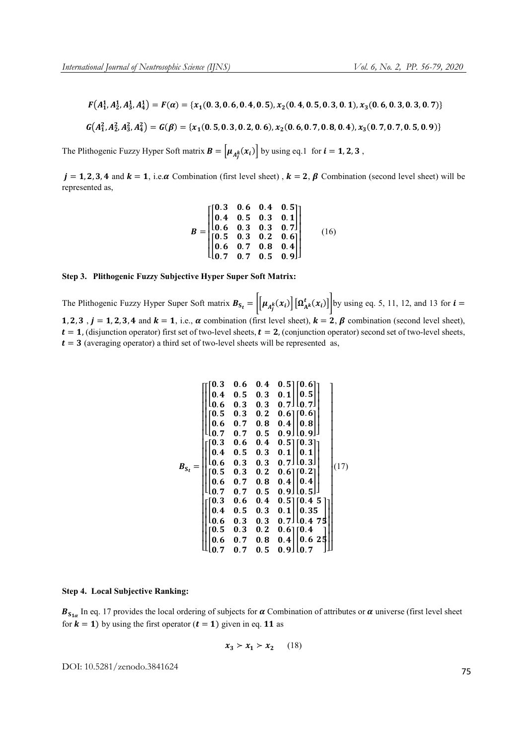$$F(A_1^1, A_2^1, A_3^1, A_4^1) = F(\alpha) = \{x_1(0.3, 0.6, 0.4, 0.5), x_2(0.4, 0.5, 0.3, 0.1), x_3(0.6, 0.3, 0.3, 0.7)\}$$

$$G(A_1^2, A_2^2, A_3^2, A_4^2) = G(\beta) = \{x_1(0.5, 0.3, 0.2, 0.6), x_2(0.6, 0.7, 0.8, 0.4), x_3(0.7, 0.7, 0.5, 0.9)\}$$

The Plithogenic Fuzzy Hyper Soft matrix $B = \left[\mu_{A_j^k}(x_i)\right]$ by using eq.1 for $i = 1, 2, 3$ ,

$j = 1, 2, 3, 4$ and $k = 1$, i.e.$\alpha$ Combination (first level sheet) , $k = 2$, $\beta$ Combination (second level sheet) will be represented as,

$$B = \begin{bmatrix} \begin{bmatrix} 0.3 & 0.6 & 0.4 & 0.5 \\ 0.4 & 0.5 & 0.3 & 0.1 \\ 0.6 & 0.3 & 0.3 & 0.7 \end{bmatrix} \\ \begin{bmatrix} 0.5 & 0.3 & 0.2 & 0.6 \\ 0.6 & 0.7 & 0.8 & 0.4 \\ 0.7 & 0.7 & 0.5 & 0.9 \end{bmatrix} \end{bmatrix} \quad (16)$$

**Step 3. Plithogenic Fuzzy Subjective Hyper Super Soft Matrix:**

The Plithogenic Fuzzy Hyper Super Soft matrix $B_{S_t} = \left[\left[\mu_{A_j^k}(x_i)\right]\left[\Omega_{A^k}^t(x_i)\right]\right]$ by using eq. 5, 11, 12, and 13 for $i = 1, 2, 3$ , $j = 1, 2, 3, 4$ and $k = 1$, i.e., $\alpha$ combination (first level sheet), $k = 2$, $\beta$ combination (second level sheet), $t = 1$, (disjunction operator) first set of two-level sheets, $t = 2$, (conjunction operator) second set of two-level sheets, $t = 3$ (averaging operator) a third set of two-level sheets will be represented as,

$$B_{S_t} = \begin{bmatrix} \begin{bmatrix} \begin{bmatrix} 0.3 & 0.6 & 0.4 & 0.5 \\ 0.4 & 0.5 & 0.3 & 0.1 \\ 0.6 & 0.3 & 0.3 & 0.7 \end{bmatrix} \begin{bmatrix} 0.6 \\ 0.5 \\ 0.7 \end{bmatrix} \\ \begin{bmatrix} 0.5 & 0.3 & 0.2 & 0.6 \\ 0.6 & 0.7 & 0.8 & 0.4 \\ 0.7 & 0.7 & 0.5 & 0.9 \end{bmatrix} \begin{bmatrix} 0.6 \\ 0.8 \\ 0.9 \end{bmatrix} \end{bmatrix} \\ \begin{bmatrix} \begin{bmatrix} 0.3 & 0.6 & 0.4 & 0.5 \\ 0.4 & 0.5 & 0.3 & 0.1 \\ 0.6 & 0.3 & 0.3 & 0.7 \end{bmatrix} \begin{bmatrix} 0.3 \\ 0.1 \\ 0.3 \end{bmatrix} \\ \begin{bmatrix} 0.5 & 0.3 & 0.2 & 0.6 \\ 0.6 & 0.7 & 0.8 & 0.4 \\ 0.7 & 0.7 & 0.5 & 0.9 \end{bmatrix} \begin{bmatrix} 0.2 \\ 0.4 \\ 0.5 \end{bmatrix} \end{bmatrix} \\ \begin{bmatrix} \begin{bmatrix} 0.3 & 0.6 & 0.4 & 0.5 \\ 0.4 & 0.5 & 0.3 & 0.1 \\ 0.6 & 0.3 & 0.3 & 0.7 \end{bmatrix} \begin{bmatrix} 0.45 \\ 0.35 \\ 0.475 \end{bmatrix} \\ \begin{bmatrix} 0.5 & 0.3 & 0.2 & 0.6 \\ 0.6 & 0.7 & 0.8 & 0.4 \\ 0.7 & 0.7 & 0.5 & 0.9 \end{bmatrix} \begin{bmatrix} 0.4 \\ 0.625 \\ 0.7 \end{bmatrix} \end{bmatrix} \end{bmatrix} \quad (17)$$

**Step 4. Local Subjective Ranking:**

$B_{S_{1\alpha}}$ In eq. 17 provides the local ordering of subjects for $\alpha$ Combination of attributes or $\alpha$ universe (first level sheet for $k = 1$) by using the first operator ($t = 1$) given in eq. **11** as

$$x_3 \succ x_1 \succ x_2 \quad (18)$$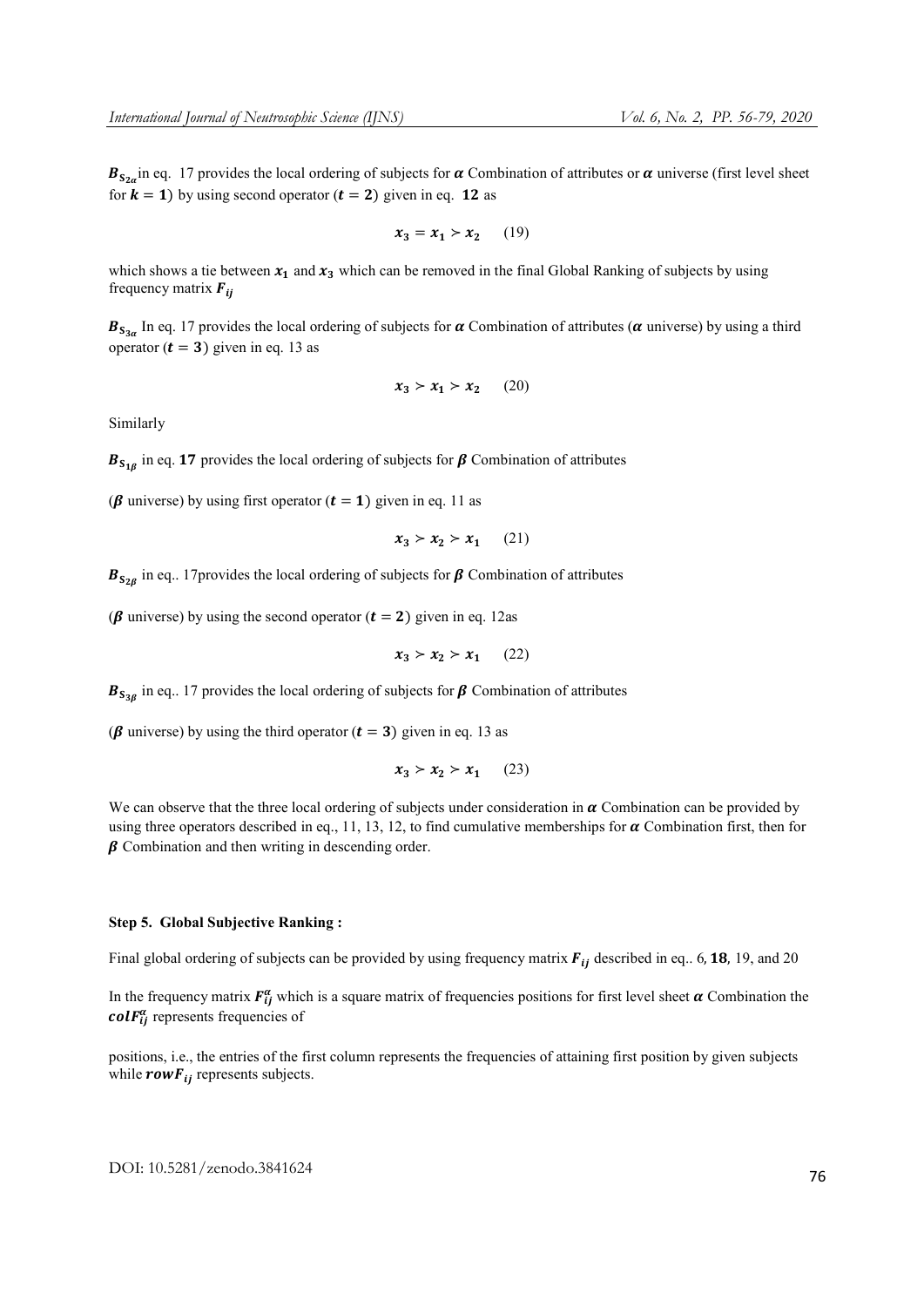$\boldsymbol{B}_{S_{2\alpha}}$in eq. 17 provides the local ordering of subjects for $\boldsymbol{\alpha}$ Combination of attributes or $\boldsymbol{\alpha}$ universe (first level sheet for $\boldsymbol{k} = \mathbf{1}$) by using second operator ($\boldsymbol{t} = \mathbf{2}$) given in eq. **12** as

$$x_3 = x_1 \succ x_2 \qquad (19)$$

which shows a tie between $x_1$ and $x_3$ which can be removed in the final Global Ranking of subjects by using frequency matrix $\boldsymbol{F}_{ij}$

$\boldsymbol{B}_{S_{3\alpha}}$ In eq. 17 provides the local ordering of subjects for $\boldsymbol{\alpha}$ Combination of attributes ($\boldsymbol{\alpha}$ universe) by using a third operator ($\boldsymbol{t} = \mathbf{3}$) given in eq. 13 as

$$x_3 \succ x_1 \succ x_2 \qquad (20)$$

Similarly

$\boldsymbol{B}_{S_{1\beta}}$ in eq. **17** provides the local ordering of subjects for $\boldsymbol{\beta}$ Combination of attributes

($\boldsymbol{\beta}$ universe) by using first operator ($\boldsymbol{t} = \mathbf{1}$) given in eq. 11 as

$$x_3 \succ x_2 \succ x_1 \qquad (21)$$

$\boldsymbol{B}_{S_{2\beta}}$ in eq.. 17provides the local ordering of subjects for $\boldsymbol{\beta}$ Combination of attributes

($\boldsymbol{\beta}$ universe) by using the second operator ($\boldsymbol{t} = \mathbf{2}$) given in eq. 12as

$$x_3 \succ x_2 \succ x_1 \qquad (22)$$

$\boldsymbol{B}_{S_{3\beta}}$ in eq.. 17 provides the local ordering of subjects for $\boldsymbol{\beta}$ Combination of attributes

($\boldsymbol{\beta}$ universe) by using the third operator ($\boldsymbol{t} = \mathbf{3}$) given in eq. 13 as

$$x_3 \succ x_2 \succ x_1 \qquad (23)$$

We can observe that the three local ordering of subjects under consideration in $\boldsymbol{\alpha}$ Combination can be provided by using three operators described in eq., 11, 13, 12, to find cumulative memberships for $\boldsymbol{\alpha}$ Combination first, then for $\boldsymbol{\beta}$ Combination and then writing in descending order.

**Step 5. Global Subjective Ranking :**

Final global ordering of subjects can be provided by using frequency matrix $\boldsymbol{F}_{ij}$ described in eq.. 6, **18**, 19, and 20

In the frequency matrix $\boldsymbol{F}_{ij}^{\alpha}$ which is a square matrix of frequencies positions for first level sheet $\boldsymbol{\alpha}$ Combination the $\boldsymbol{colF}_{ij}^{\alpha}$ represents frequencies of

positions, i.e., the entries of the first column represents the frequencies of attaining first position by given subjects while $\boldsymbol{rowF}_{ij}$ represents subjects.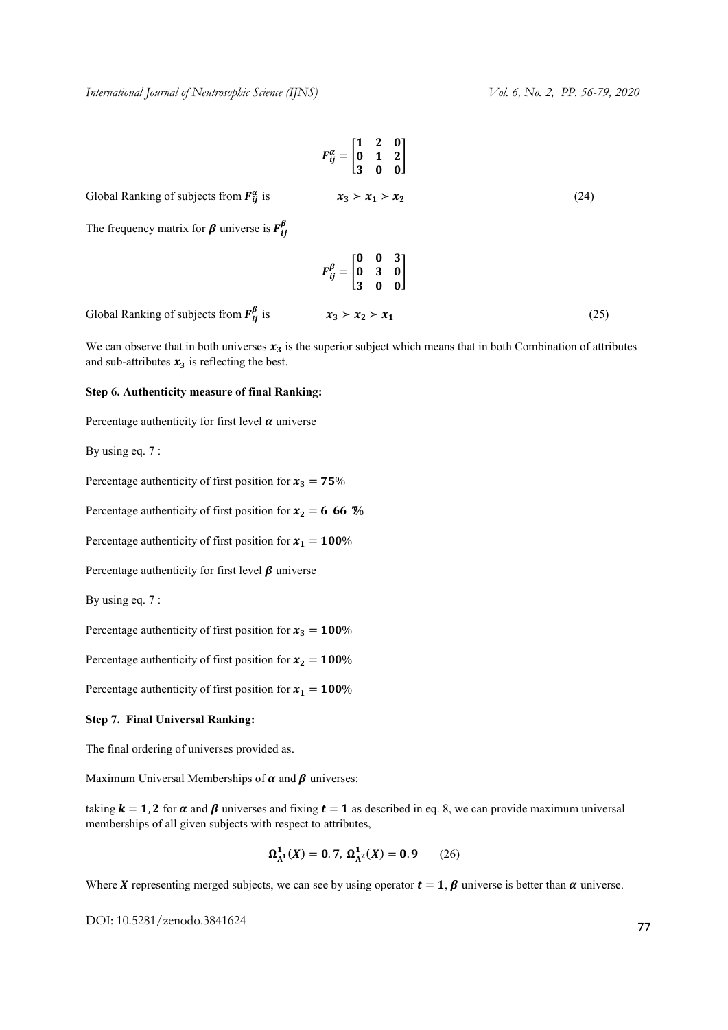$$F_{ij}^{\alpha} = \begin{bmatrix} 1 & 2 & 0 \\ 0 & 1 & 2 \\ 3 & 0 & 0 \end{bmatrix}$$

Global Ranking of subjects from $F_{ij}^{\alpha}$ is

$$x_3 \succ x_1 \succ x_2 \tag{24}$$

The frequency matrix for $\boldsymbol{\beta}$ universe is $F_{ij}^{\beta}$

$$F_{ij}^{\beta} = \begin{bmatrix} 0 & 0 & 3 \\ 0 & 3 & 0 \\ 3 & 0 & 0 \end{bmatrix}$$

Global Ranking of subjects from $F_{ij}^{\beta}$ is

$$x_3 \succ x_2 \succ x_1 \tag{25}$$

We can observe that in both universes $x_3$ is the superior subject which means that in both Combination of attributes and sub-attributes $x_3$ is reflecting the best.

**Step 6. Authenticity measure of final Ranking:**

Percentage authenticity for first level $\boldsymbol{\alpha}$ universe

By using eq. 7 :

Percentage authenticity of first position for $x_3 = \mathbf{75}\%$

Percentage authenticity of first position for $x_2 = \mathbf{6\ 66\ 7}\%$

Percentage authenticity of first position for $x_1 = \mathbf{100}\%$

Percentage authenticity for first level $\boldsymbol{\beta}$ universe

By using eq. 7 :

Percentage authenticity of first position for $x_3 = \mathbf{100}\%$

Percentage authenticity of first position for $x_2 = \mathbf{100}\%$

Percentage authenticity of first position for $x_1 = \mathbf{100}\%$

**Step 7. Final Universal Ranking:**

The final ordering of universes provided as.

Maximum Universal Memberships of $\boldsymbol{\alpha}$ and $\boldsymbol{\beta}$ universes:

taking $\boldsymbol{k = 1, 2}$ for $\boldsymbol{\alpha}$ and $\boldsymbol{\beta}$ universes and fixing $\boldsymbol{t = 1}$ as described in eq. 8, we can provide maximum universal memberships of all given subjects with respect to attributes,

$$\boldsymbol{\Omega_{\Lambda^1}^1(X) = 0.7,\ \Omega_{\Lambda^2}^1(X) = 0.9} \tag{26}$$

Where $\boldsymbol{X}$ representing merged subjects, we can see by using operator $\boldsymbol{t = 1}$, $\boldsymbol{\beta}$ universe is better than $\boldsymbol{\alpha}$ universe.

DOI: 10.5281/zenodo.3841624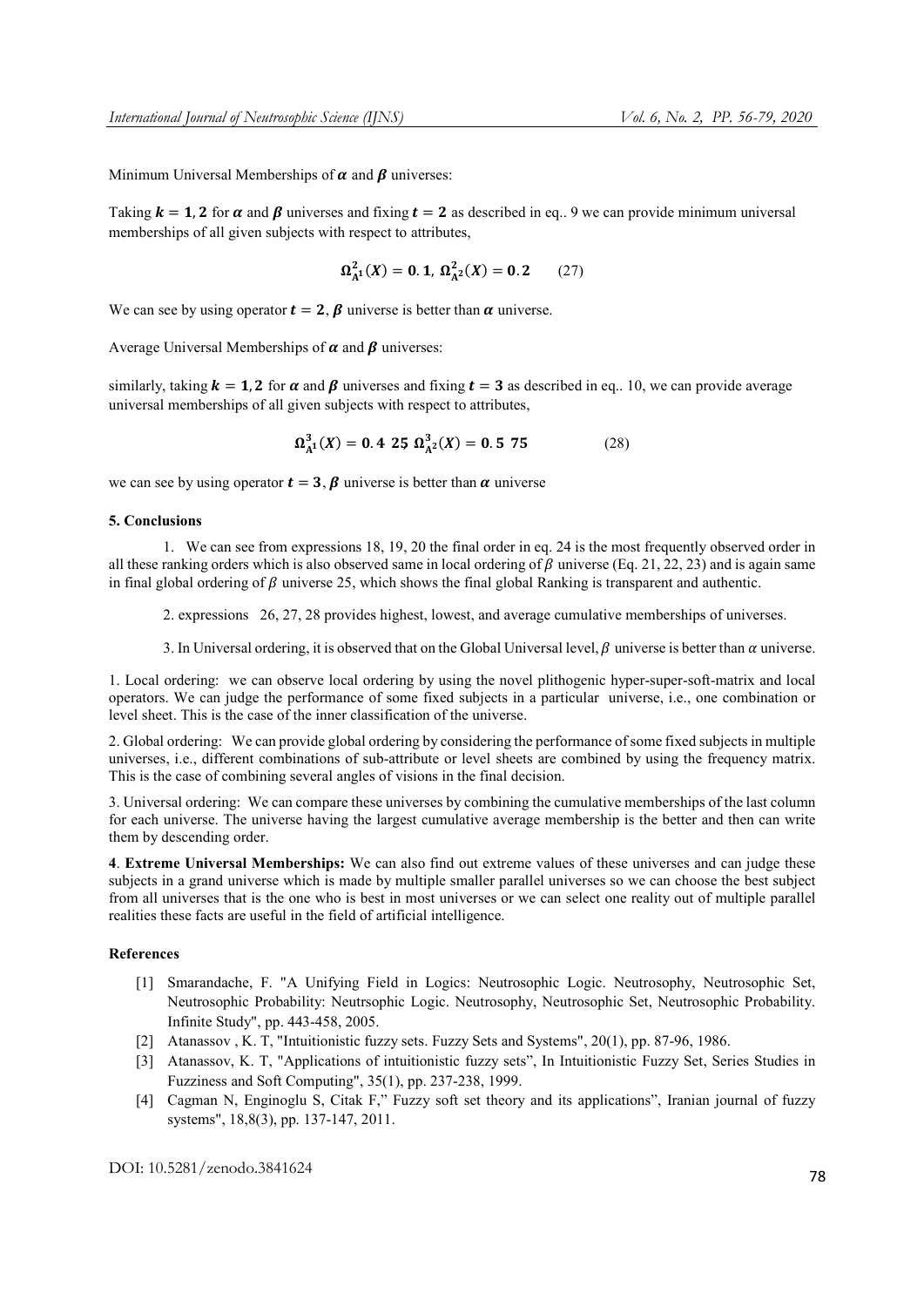Minimum Universal Memberships of $\boldsymbol{\alpha}$ and $\boldsymbol{\beta}$ universes:

Taking $\boldsymbol{k = 1, 2}$ for $\boldsymbol{\alpha}$ and $\boldsymbol{\beta}$ universes and fixing $\boldsymbol{t = 2}$ as described in eq.. 9 we can provide minimum universal memberships of all given subjects with respect to attributes,

$$\boldsymbol{\Omega^2_{A^1}(X) = 0.1,\ \Omega^2_{A^2}(X) = 0.2} \qquad (27)$$

We can see by using operator $\boldsymbol{t = 2}, \boldsymbol{\beta}$ universe is better than $\boldsymbol{\alpha}$ universe.

Average Universal Memberships of $\boldsymbol{\alpha}$ and $\boldsymbol{\beta}$ universes:

similarly, taking $\boldsymbol{k = 1, 2}$ for $\boldsymbol{\alpha}$ and $\boldsymbol{\beta}$ universes and fixing $\boldsymbol{t = 3}$ as described in eq.. 10, we can provide average universal memberships of all given subjects with respect to attributes,

$$\boldsymbol{\Omega^3_{A^1}(X) = 0.4\ 25\ \Omega^3_{A^2}(X) = 0.5\ 75} \qquad (28)$$

we can see by using operator $\boldsymbol{t = 3}, \boldsymbol{\beta}$ universe is better than $\boldsymbol{\alpha}$ universe

**5. Conclusions**

1. We can see from expressions 18, 19, 20 the final order in eq. 24 is the most frequently observed order in all these ranking orders which is also observed same in local ordering of $\beta$ universe (Eq. 21, 22, 23) and is again same in final global ordering of $\beta$ universe 25, which shows the final global Ranking is transparent and authentic.

2. expressions 26, 27, 28 provides highest, lowest, and average cumulative memberships of universes.

3. In Universal ordering, it is observed that on the Global Universal level, $\beta$ universe is better than $\alpha$ universe.

1. Local ordering: we can observe local ordering by using the novel plithogenic hyper-super-soft-matrix and local operators. We can judge the performance of some fixed subjects in a particular universe, i.e., one combination or level sheet. This is the case of the inner classification of the universe.

2. Global ordering: We can provide global ordering by considering the performance of some fixed subjects in multiple universes, i.e., different combinations of sub-attribute or level sheets are combined by using the frequency matrix. This is the case of combining several angles of visions in the final decision.

3. Universal ordering: We can compare these universes by combining the cumulative memberships of the last column for each universe. The universe having the largest cumulative average membership is the better and then can write them by descending order.

**4**. **Extreme Universal Memberships:** We can also find out extreme values of these universes and can judge these subjects in a grand universe which is made by multiple smaller parallel universes so we can choose the best subject from all universes that is the one who is best in most universes or we can select one reality out of multiple parallel realities these facts are useful in the field of artificial intelligence.

**References**

[1] Smarandache, F. "A Unifying Field in Logics: Neutrosophic Logic. Neutrosophy, Neutrosophic Set, Neutrosophic Probability: Neutrsophic Logic. Neutrosophy, Neutrosophic Set, Neutrosophic Probability. Infinite Study", pp. 443-458, 2005.

[2] Atanassov , K. T, "Intuitionistic fuzzy sets. Fuzzy Sets and Systems", 20(1), pp. 87-96, 1986.

[3] Atanassov, K. T, "Applications of intuitionistic fuzzy sets", In Intuitionistic Fuzzy Set, Series Studies in Fuzziness and Soft Computing", 35(1), pp. 237-238, 1999.

[4] Cagman N, Enginoglu S, Citak F," Fuzzy soft set theory and its applications", Iranian journal of fuzzy systems", 18,8(3), pp. 137-147, 2011.

DOI: 10.5281/zenodo.3841624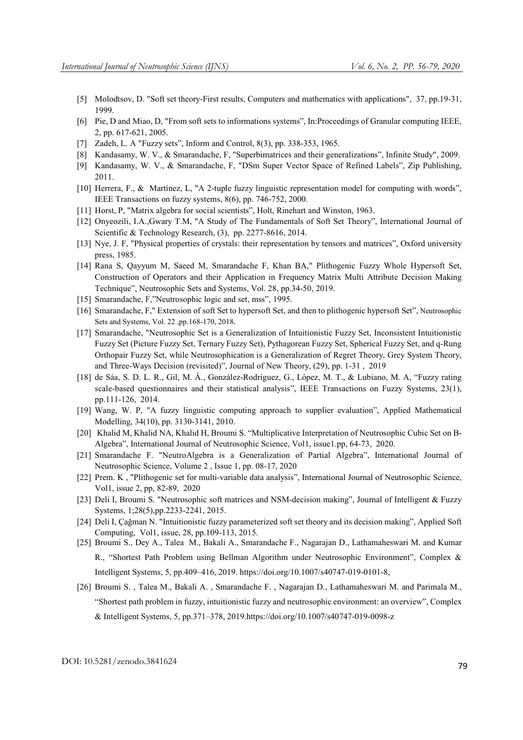[5] Molodtsov, D. "Soft set theory-First results, Computers and mathematics with applications", 37, pp.19-31, 1999.

[6] Pie, D and Miao, D, "From soft sets to informations systems", In:Proceedings of Granular computing IEEE, 2, pp. 617-621, 2005.

[7] Zadeh, L. A "Fuzzy sets", Inform and Control, 8(3), pp. 338-353, 1965.

[8] Kandasamy, W. V., & Smarandache, F, "Superbimatrices and their generalizations", Infinite Study", 2009.

[9] Kandasamy, W. V., & Smarandache, F, "DSm Super Vector Space of Refined Labels", Zip Publishing, 2011.

[10] Herrera, F., & Martínez, L, "A 2-tuple fuzzy linguistic representation model for computing with words", IEEE Transactions on fuzzy systems, 8(6), pp. 746-752, 2000.

[11] Horst, P, "Matrix algebra for social scientists", Holt, Rinehart and Winston, 1963.

[12] Onyeozili, I.A.,Gwary T.M, "A Study of The Fundamentals of Soft Set Theory", International Journal of Scientific & Technology Research, (3), pp. 2277-8616, 2014.

[13] Nye, J. F, "Physical properties of crystals: their representation by tensors and matrices", Oxford university press, 1985.

[14] Rana S, Qayyum M, Saeed M, Smarandache F, Khan BA," Plithogenic Fuzzy Whole Hypersoft Set, Construction of Operators and their Application in Frequency Matrix Multi Attribute Decision Making Technique", Neutrosophic Sets and Systems, Vol. 28, pp.34-50, 2019.

[15] Smarandache, F,"Neutrosophic logic and set, mss", 1995.

[16] Smarandache, F," Extension of soft Set to hypersoft Set, and then to plithogenic hypersoft Set", Neutrosophic Sets and Systems, Vol. 22 ,pp.168-170, 2018.

[17] Smarandache, "Neutrosophic Set is a Generalization of Intuitionistic Fuzzy Set, Inconsistent Intuitionistic Fuzzy Set (Picture Fuzzy Set, Ternary Fuzzy Set), Pythagorean Fuzzy Set, Spherical Fuzzy Set, and q-Rung Orthopair Fuzzy Set, while Neutrosophication is a Generalization of Regret Theory, Grey System Theory, and Three-Ways Decision (revisited)", Journal of New Theory, (29), pp. 1-31 , 2019

[18] de Sáa, S. D. L. R., Gil, M. Á., González-Rodríguez, G., López, M. T., & Lubiano, M. A, "Fuzzy rating scale-based questionnaires and their statistical analysis", IEEE Transactions on Fuzzy Systems, 23(1), pp.111-126, 2014.

[19] Wang, W. P, "A fuzzy linguistic computing approach to supplier evaluation", Applied Mathematical Modelling, 34(10), pp. 3130-3141, 2010.

[20] Khalid M, Khalid NA, Khalid H, Broumi S. "Multiplicative Interpretation of Neutrosophic Cubic Set on B-Algebra", International Journal of Neutrosophic Science, Vol1, issue1.pp, 64-73, 2020.

[21] Smarandache F. "NeutroAlgebra is a Generalization of Partial Algebra", International Journal of Neutrosophic Science, Volume 2 , Issue 1, pp. 08-17, 2020

[22] Prem. K , "Plithogenic set for multi-variable data analysis", International Journal of Neutrosophic Science, Vol1, issue 2, pp, 82-89, 2020

[23] Deli I, Broumi S. "Neutrosophic soft matrices and NSM-decision making", Journal of Intelligent & Fuzzy Systems, 1;28(5),pp.2233-2241, 2015.

[24] Deli I, Çağman N. "Intuitionistic fuzzy parameterized soft set theory and its decision making", Applied Soft Computing, Vol1, issue, 28, pp.109-113, 2015.

[25] Broumi S., Dey A., Talea M., Bakali A., Smarandache F., Nagarajan D., Lathamaheswari M. and Kumar R., "Shortest Path Problem using Bellman Algorithm under Neutrosophic Environment", Complex & Intelligent Systems, 5, pp.409–416, 2019. https://doi.org/10.1007/s40747-019-0101-8,

[26] Broumi S. , Talea M., Bakali A. , Smarandache F. , Nagarajan D., Lathamaheswari M. and Parimala M., "Shortest path problem in fuzzy, intuitionistic fuzzy and neutrosophic environment: an overview", Complex & Intelligent Systems, 5, pp.371–378, 2019.https://doi.org/10.1007/s40747-019-0098-z

DOI: 10.5281/zenodo.3841624